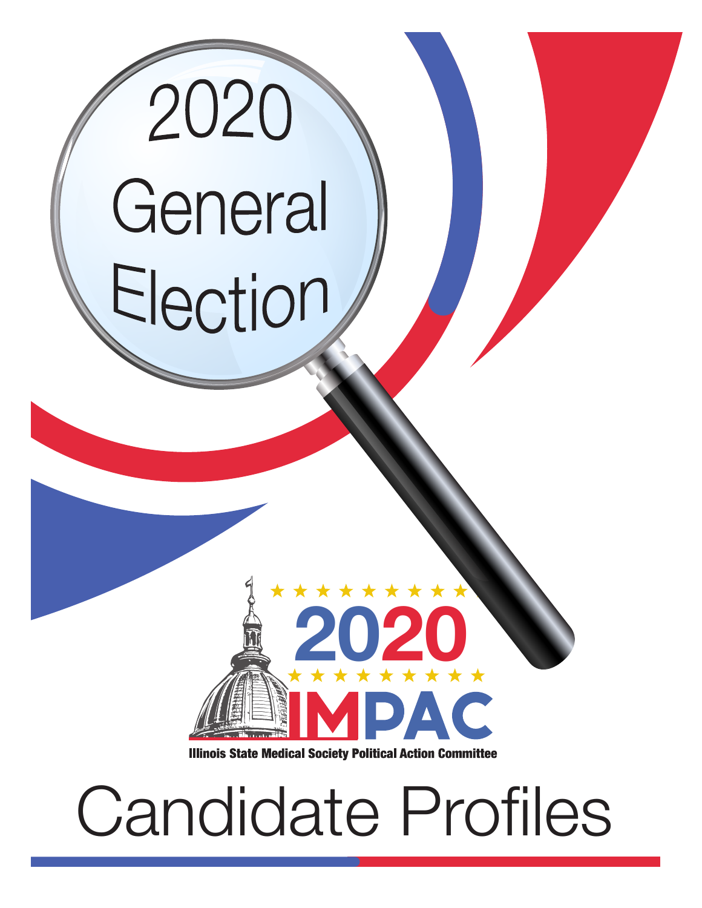# 2020 General Election

2020

IMPAC

Illinois State Medical Society Political Action Committee

# Candidate Profiles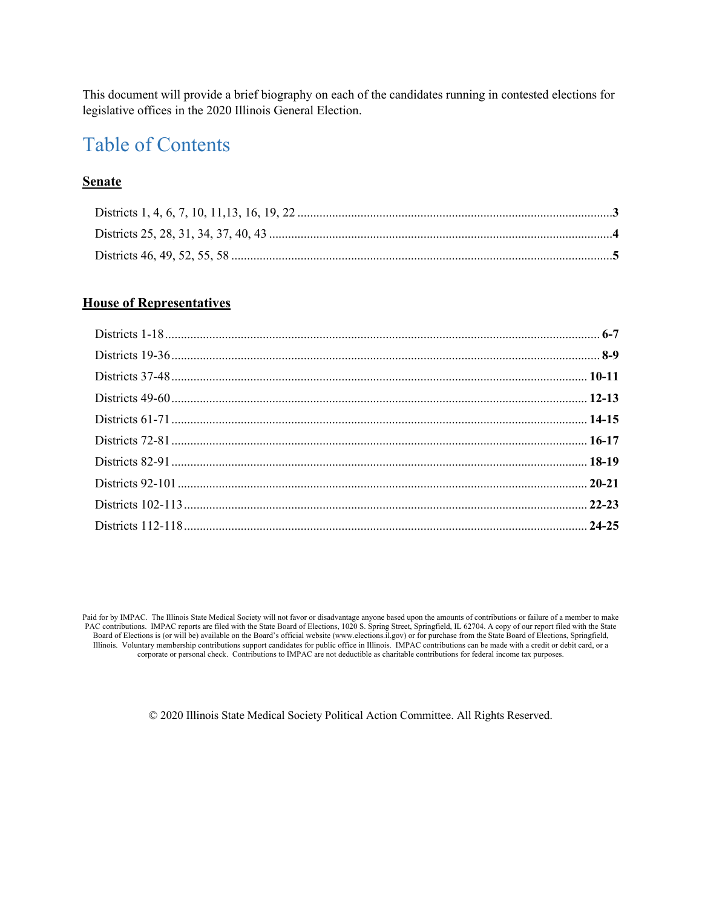This document will provide a brief biography on each of the candidates running in contested elections for legislative offices in the 2020 Illinois General Election.

# Table of Contents

## **Senate**

Districts 1, 4, 6, 7, 10, 11,13, 16, 19, 22 .......... **3**

Districts 25, 28, 31, 34, 37, 40, 43 .......... **4**

Districts 46, 49, 52, 55, 58 .......... **5**

## **House of Representatives**

Districts 1-18 .......... **6-7**

Districts 19-36 .......... **8-9**

Districts 37-48 .......... **10-11**

Districts 49-60 .......... **12-13**

Districts 61-71 .......... **14-15**

Districts 72-81 .......... **16-17**

Districts 82-91 .......... **18-19**

Districts 92-101 .......... **20-21**

Districts 102-113 .......... **22-23**

Districts 112-118 .......... **24-25**

Paid for by IMPAC. The Illinois State Medical Society will not favor or disadvantage anyone based upon the amounts of contributions or failure of a member to make PAC contributions. IMPAC reports are filed with the State Board of Elections, 1020 S. Spring Street, Springfield, IL 62704. A copy of our report filed with the State Board of Elections is (or will be) available on the Board's official website (www.elections.il.gov) or for purchase from the State Board of Elections, Springfield, Illinois. Voluntary membership contributions support candidates for public office in Illinois. IMPAC contributions can be made with a credit or debit card, or a corporate or personal check. Contributions to IMPAC are not deductible as charitable contributions for federal income tax purposes.

© 2020 Illinois State Medical Society Political Action Committee. All Rights Reserved.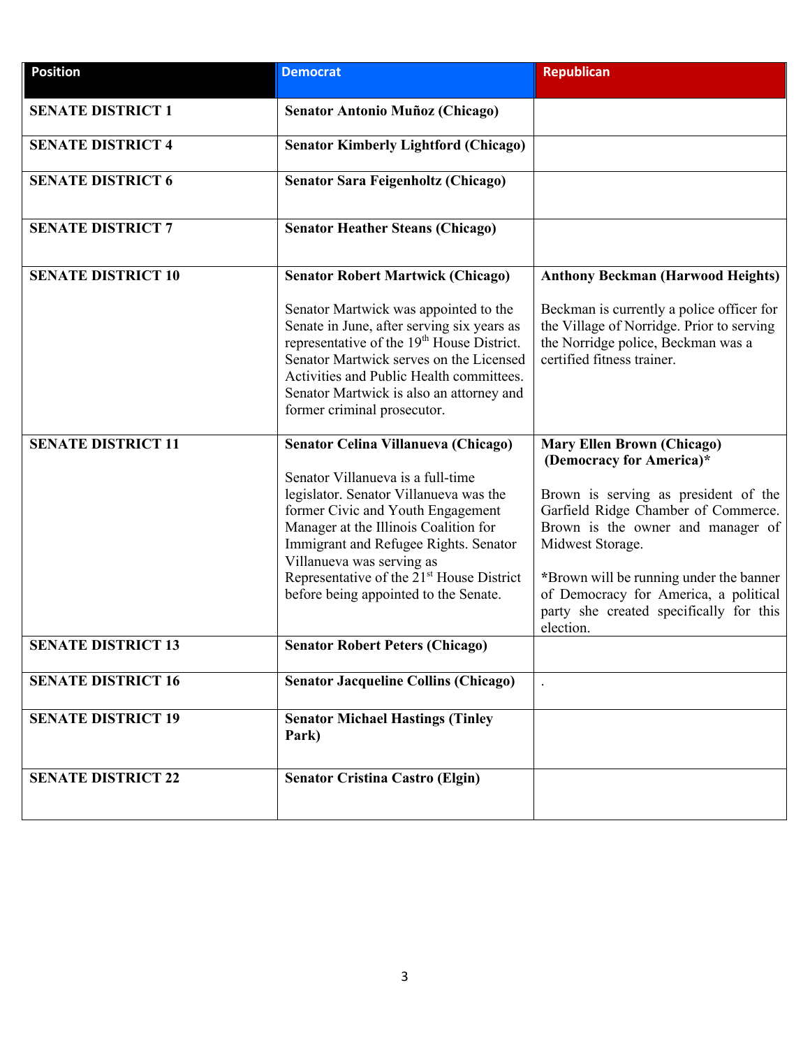| Position | Democrat | Republican |
|---|---|---|
| **SENATE DISTRICT 1** | **Senator Antonio Muñoz (Chicago)** | |
| **SENATE DISTRICT 4** | **Senator Kimberly Lightford (Chicago)** | |
| **SENATE DISTRICT 6** | **Senator Sara Feigenholtz (Chicago)** | |
| **SENATE DISTRICT 7** | **Senator Heather Steans (Chicago)** | |
| **SENATE DISTRICT 10** | **Senator Robert Martwick (Chicago)**<br><br>Senator Martwick was appointed to the Senate in June, after serving six years as representative of the 19th House District. Senator Martwick serves on the Licensed Activities and Public Health committees. Senator Martwick is also an attorney and former criminal prosecutor. | **Anthony Beckman (Harwood Heights)**<br><br>Beckman is currently a police officer for the Village of Norridge. Prior to serving the Norridge police, Beckman was a certified fitness trainer. |
| **SENATE DISTRICT 11** | **Senator Celina Villanueva (Chicago)**<br><br>Senator Villanueva is a full-time legislator. Senator Villanueva was the former Civic and Youth Engagement Manager at the Illinois Coalition for Immigrant and Refugee Rights. Senator Villanueva was serving as Representative of the 21st House District before being appointed to the Senate. | **Mary Ellen Brown (Chicago) (Democracy for America)***<br><br>Brown is serving as president of the Garfield Ridge Chamber of Commerce. Brown is the owner and manager of Midwest Storage.<br><br>***Brown will be running under the banner of Democracy for America, a political party she created specifically for this election.** |
| **SENATE DISTRICT 13** | **Senator Robert Peters (Chicago)** | |
| **SENATE DISTRICT 16** | **Senator Jacqueline Collins (Chicago)** | . |
| **SENATE DISTRICT 19** | **Senator Michael Hastings (Tinley Park)** | |
| **SENATE DISTRICT 22** | **Senator Cristina Castro (Elgin)** | |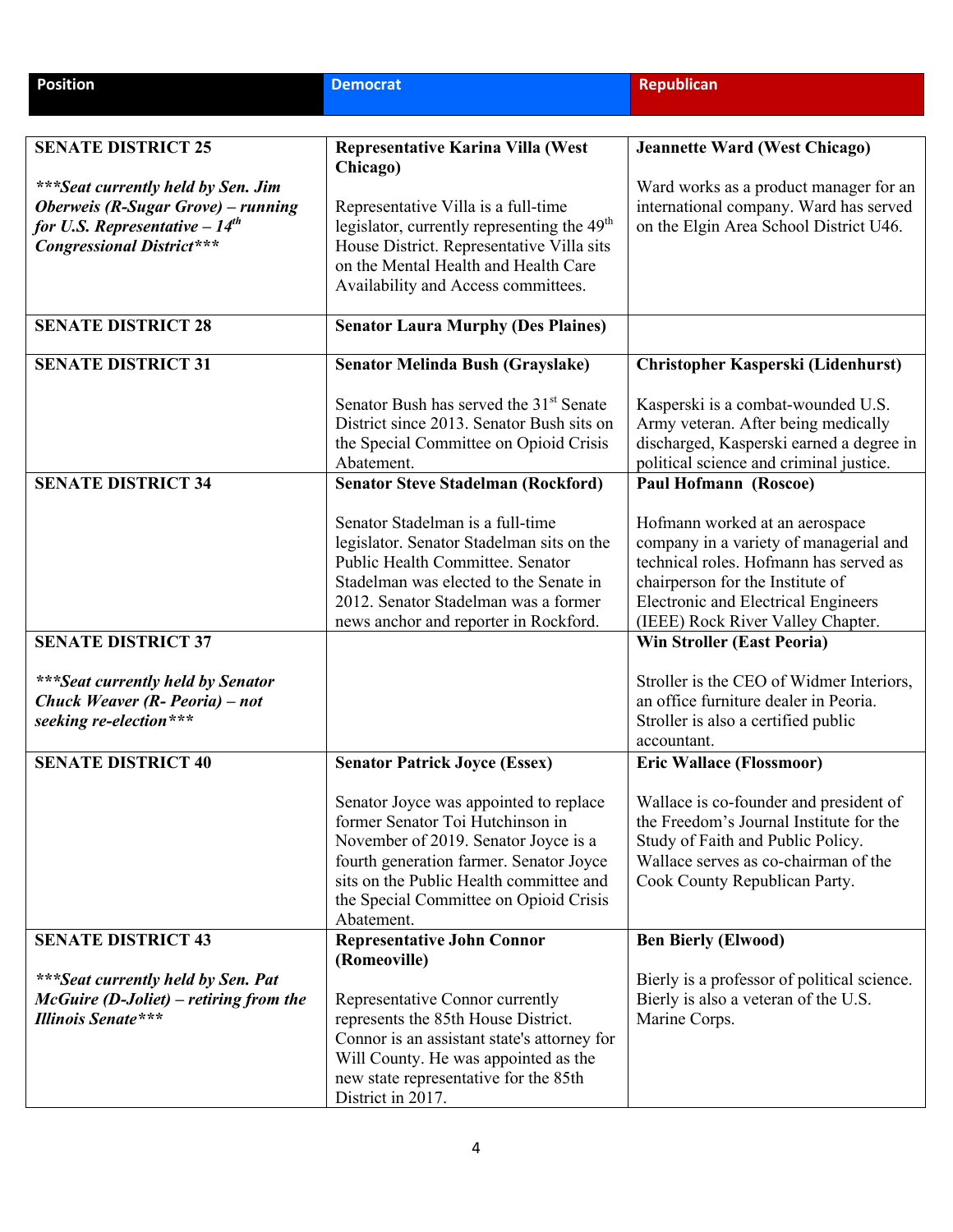| Position | Democrat | Republican |
|---|---|---|
| **SENATE DISTRICT 25**<br><br>***\*\*\*Seat currently held by Sen. Jim Oberweis (R-Sugar Grove) – running for U.S. Representative – 14th Congressional District\*\*\**** | **Representative Karina Villa (West Chicago)**<br><br>Representative Villa is a full-time legislator, currently representing the 49th House District. Representative Villa sits on the Mental Health and Health Care Availability and Access committees. | **Jeannette Ward (West Chicago)**<br><br>Ward works as a product manager for an international company. Ward has served on the Elgin Area School District U46. |
| **SENATE DISTRICT 28** | **Senator Laura Murphy (Des Plaines)** | |
| **SENATE DISTRICT 31** | **Senator Melinda Bush (Grayslake)**<br><br>Senator Bush has served the 31st Senate District since 2013. Senator Bush sits on the Special Committee on Opioid Crisis Abatement. | **Christopher Kasperski (Lidenhurst)**<br><br>Kasperski is a combat-wounded U.S. Army veteran. After being medically discharged, Kasperski earned a degree in political science and criminal justice. |
| **SENATE DISTRICT 34** | **Senator Steve Stadelman (Rockford)**<br><br>Senator Stadelman is a full-time legislator. Senator Stadelman sits on the Public Health Committee. Senator Stadelman was elected to the Senate in 2012. Senator Stadelman was a former news anchor and reporter in Rockford. | **Paul Hofmann (Roscoe)**<br><br>Hofmann worked at an aerospace company in a variety of managerial and technical roles. Hofmann has served as chairperson for the Institute of Electronic and Electrical Engineers (IEEE) Rock River Valley Chapter. |
| **SENATE DISTRICT 37**<br><br>***\*\*\*Seat currently held by Senator Chuck Weaver (R- Peoria) – not seeking re-election\*\*\**** | | **Win Stroller (East Peoria)**<br><br>Stroller is the CEO of Widmer Interiors, an office furniture dealer in Peoria. Stroller is also a certified public accountant. |
| **SENATE DISTRICT 40** | **Senator Patrick Joyce (Essex)**<br><br>Senator Joyce was appointed to replace former Senator Toi Hutchinson in November of 2019. Senator Joyce is a fourth generation farmer. Senator Joyce sits on the Public Health committee and the Special Committee on Opioid Crisis Abatement. | **Eric Wallace (Flossmoor)**<br><br>Wallace is co-founder and president of the Freedom's Journal Institute for the Study of Faith and Public Policy. Wallace serves as co-chairman of the Cook County Republican Party. |
| **SENATE DISTRICT 43**<br><br>***\*\*\*Seat currently held by Sen. Pat McGuire (D-Joliet) – retiring from the Illinois Senate\*\*\**** | **Representative John Connor (Romeoville)**<br><br>Representative Connor currently represents the 85th House District. Connor is an assistant state's attorney for Will County. He was appointed as the new state representative for the 85th District in 2017. | **Ben Bierly (Elwood)**<br><br>Bierly is a professor of political science. Bierly is also a veteran of the U.S. Marine Corps. |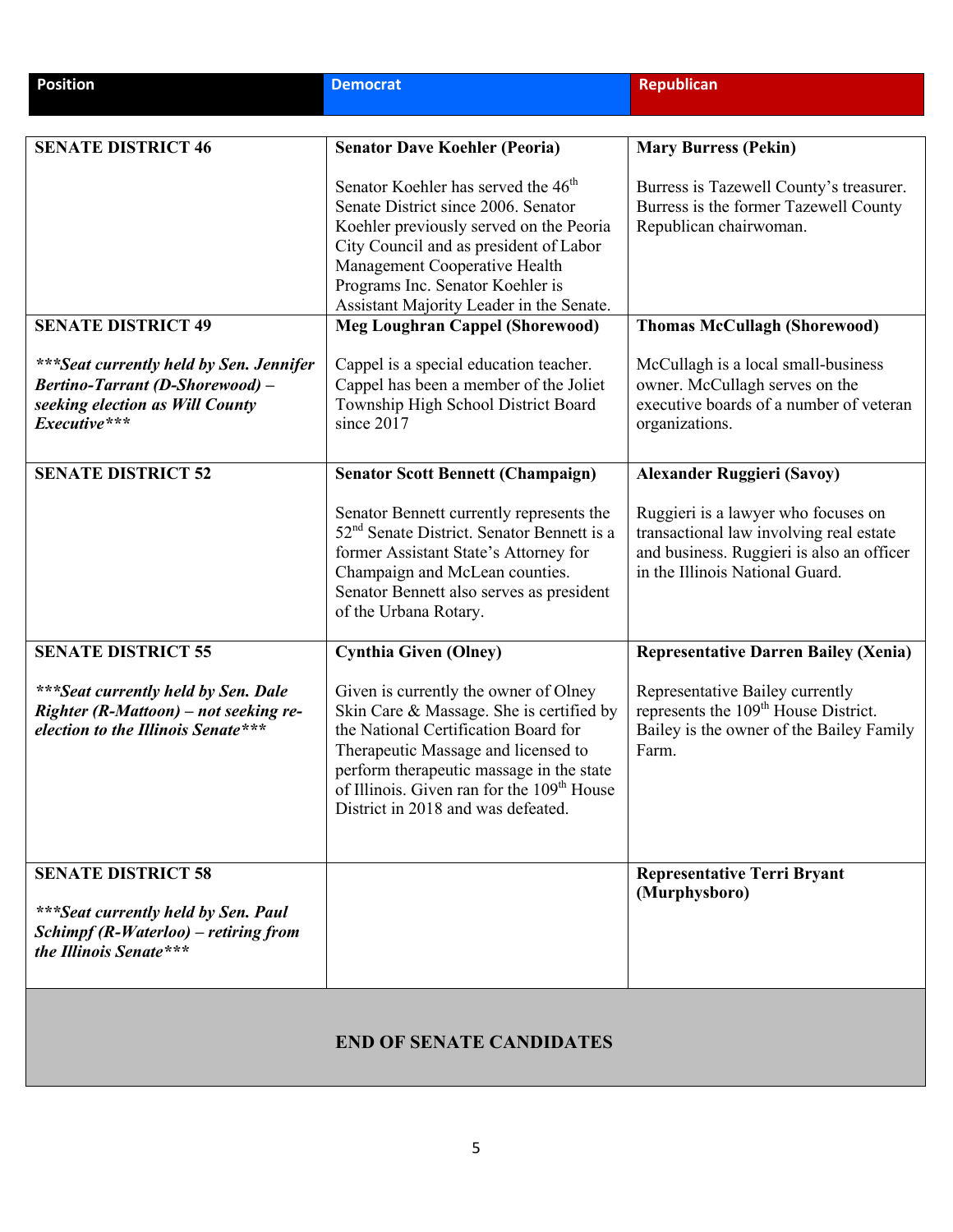| Position | Democrat | Republican |
|---|---|---|
| **SENATE DISTRICT 46** | **Senator Dave Koehler (Peoria)**<br><br>Senator Koehler has served the 46th Senate District since 2006. Senator Koehler previously served on the Peoria City Council and as president of Labor Management Cooperative Health Programs Inc. Senator Koehler is Assistant Majority Leader in the Senate. | **Mary Burress (Pekin)**<br><br>Burress is Tazewell County's treasurer. Burress is the former Tazewell County Republican chairwoman. |
| **SENATE DISTRICT 49**<br><br>***\*\*\*Seat currently held by Sen. Jennifer Bertino-Tarrant (D-Shorewood) – seeking election as Will County Executive\*\*\**** | **Meg Loughran Cappel (Shorewood)**<br><br>Cappel is a special education teacher. Cappel has been a member of the Joliet Township High School District Board since 2017 | **Thomas McCullagh (Shorewood)**<br><br>McCullagh is a local small-business owner. McCullagh serves on the executive boards of a number of veteran organizations. |
| **SENATE DISTRICT 52** | **Senator Scott Bennett (Champaign)**<br><br>Senator Bennett currently represents the 52nd Senate District. Senator Bennett is a former Assistant State's Attorney for Champaign and McLean counties. Senator Bennett also serves as president of the Urbana Rotary. | **Alexander Ruggieri (Savoy)**<br><br>Ruggieri is a lawyer who focuses on transactional law involving real estate and business. Ruggieri is also an officer in the Illinois National Guard. |
| **SENATE DISTRICT 55**<br><br>***\*\*\*Seat currently held by Sen. Dale Righter (R-Mattoon) – not seeking re-election to the Illinois Senate\*\*\**** | **Cynthia Given (Olney)**<br><br>Given is currently the owner of Olney Skin Care & Massage. She is certified by the National Certification Board for Therapeutic Massage and licensed to perform therapeutic massage in the state of Illinois. Given ran for the 109th House District in 2018 and was defeated. | **Representative Darren Bailey (Xenia)**<br><br>Representative Bailey currently represents the 109th House District. Bailey is the owner of the Bailey Family Farm. |
| **SENATE DISTRICT 58**<br><br>***\*\*\*Seat currently held by Sen. Paul Schimpf (R-Waterloo) – retiring from the Illinois Senate\*\*\**** | | **Representative Terri Bryant (Murphysboro)** |
| | **END OF SENATE CANDIDATES** | |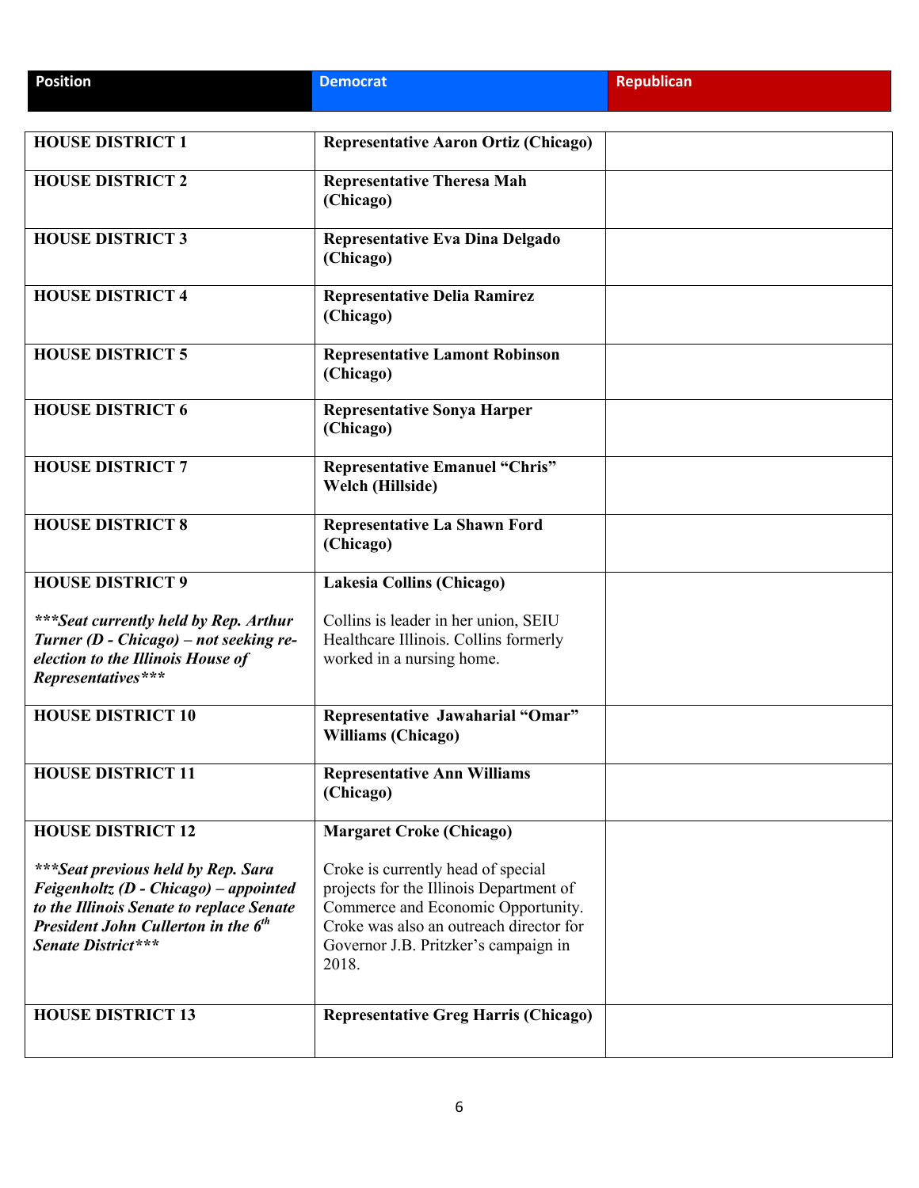| Position | Democrat | Republican |
|---|---|---|
| **HOUSE DISTRICT 1** | **Representative Aaron Ortiz (Chicago)** | |
| **HOUSE DISTRICT 2** | **Representative Theresa Mah (Chicago)** | |
| **HOUSE DISTRICT 3** | **Representative Eva Dina Delgado (Chicago)** | |
| **HOUSE DISTRICT 4** | **Representative Delia Ramirez (Chicago)** | |
| **HOUSE DISTRICT 5** | **Representative Lamont Robinson (Chicago)** | |
| **HOUSE DISTRICT 6** | **Representative Sonya Harper (Chicago)** | |
| **HOUSE DISTRICT 7** | **Representative Emanuel "Chris" Welch (Hillside)** | |
| **HOUSE DISTRICT 8** | **Representative La Shawn Ford (Chicago)** | |
| **HOUSE DISTRICT 9**<br><br>***\*\*\*Seat currently held by Rep. Arthur Turner (D - Chicago) – not seeking re-election to the Illinois House of Representatives\*\*\**** | **Lakesia Collins (Chicago)**<br><br>Collins is leader in her union, SEIU Healthcare Illinois. Collins formerly worked in a nursing home. | |
| **HOUSE DISTRICT 10** | **Representative Jawaharial "Omar" Williams (Chicago)** | |
| **HOUSE DISTRICT 11** | **Representative Ann Williams (Chicago)** | |
| **HOUSE DISTRICT 12**<br><br>***\*\*\*Seat previous held by Rep. Sara Feigenholtz (D - Chicago) – appointed to the Illinois Senate to replace Senate President John Cullerton in the 6th Senate District\*\*\**** | **Margaret Croke (Chicago)**<br><br>Croke is currently head of special projects for the Illinois Department of Commerce and Economic Opportunity. Croke was also an outreach director for Governor J.B. Pritzker's campaign in 2018. | |
| **HOUSE DISTRICT 13** | **Representative Greg Harris (Chicago)** | |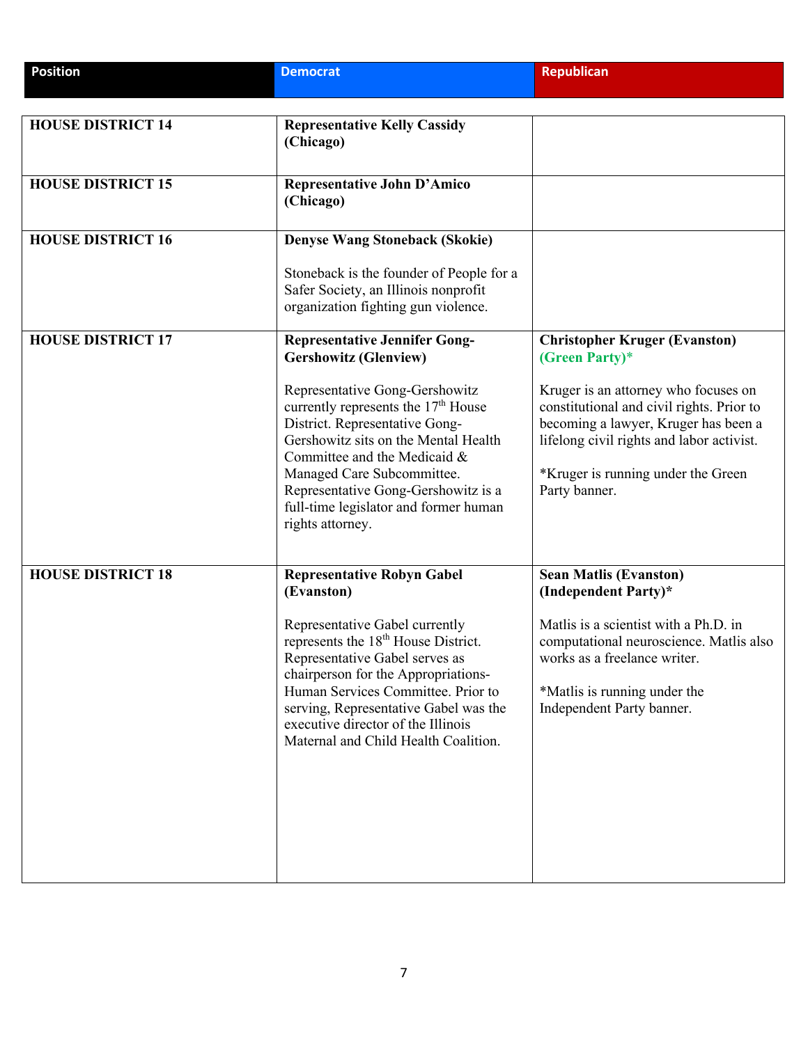| Position | Democrat | Republican |
|---|---|---|
| **HOUSE DISTRICT 14** | **Representative Kelly Cassidy (Chicago)** | |
| **HOUSE DISTRICT 15** | **Representative John D'Amico (Chicago)** | |
| **HOUSE DISTRICT 16** | **Denyse Wang Stoneback (Skokie)**<br><br>Stoneback is the founder of People for a Safer Society, an Illinois nonprofit organization fighting gun violence. | |
| **HOUSE DISTRICT 17** | **Representative Jennifer Gong-Gershowitz (Glenview)**<br><br>Representative Gong-Gershowitz currently represents the 17th House District. Representative Gong-Gershowitz sits on the Mental Health Committee and the Medicaid & Managed Care Subcommittee. Representative Gong-Gershowitz is a full-time legislator and former human rights attorney. | **Christopher Kruger (Evanston) (Green Party)***<br><br>Kruger is an attorney who focuses on constitutional and civil rights. Prior to becoming a lawyer, Kruger has been a lifelong civil rights and labor activist.<br><br>*Kruger is running under the Green Party banner. |
| **HOUSE DISTRICT 18** | **Representative Robyn Gabel (Evanston)**<br><br>Representative Gabel currently represents the 18th House District. Representative Gabel serves as chairperson for the Appropriations-Human Services Committee. Prior to serving, Representative Gabel was the executive director of the Illinois Maternal and Child Health Coalition. | **Sean Matlis (Evanston) (Independent Party)***<br><br>Matlis is a scientist with a Ph.D. in computational neuroscience. Matlis also works as a freelance writer.<br><br>*Matlis is running under the Independent Party banner. |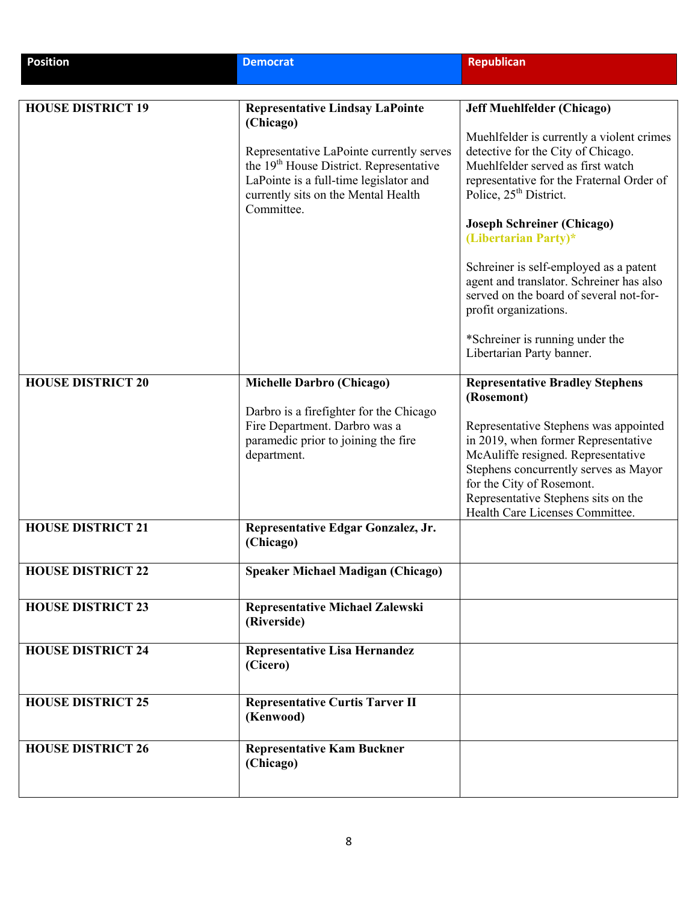| Position | Democrat | Republican |
|---|---|---|
| **HOUSE DISTRICT 19** | **Representative Lindsay LaPointe (Chicago)**<br><br>Representative LaPointe currently serves the 19th House District. Representative LaPointe is a full-time legislator and currently sits on the Mental Health Committee. | **Jeff Muehlfelder (Chicago)**<br><br>Muehlfelder is currently a violent crimes detective for the City of Chicago. Muehlfelder served as first watch representative for the Fraternal Order of Police, 25th District.<br><br>**Joseph Schreiner (Chicago) (Libertarian Party)***<br><br>Schreiner is self-employed as a patent agent and translator. Schreiner has also served on the board of several not-for-profit organizations.<br><br>*Schreiner is running under the Libertarian Party banner. |
| **HOUSE DISTRICT 20** | **Michelle Darbro (Chicago)**<br><br>Darbro is a firefighter for the Chicago Fire Department. Darbro was a paramedic prior to joining the fire department. | **Representative Bradley Stephens (Rosemont)**<br><br>Representative Stephens was appointed in 2019, when former Representative McAuliffe resigned. Representative Stephens concurrently serves as Mayor for the City of Rosemont. Representative Stephens sits on the Health Care Licenses Committee. |
| **HOUSE DISTRICT 21** | **Representative Edgar Gonzalez, Jr. (Chicago)** | |
| **HOUSE DISTRICT 22** | **Speaker Michael Madigan (Chicago)** | |
| **HOUSE DISTRICT 23** | **Representative Michael Zalewski (Riverside)** | |
| **HOUSE DISTRICT 24** | **Representative Lisa Hernandez (Cicero)** | |
| **HOUSE DISTRICT 25** | **Representative Curtis Tarver II (Kenwood)** | |
| **HOUSE DISTRICT 26** | **Representative Kam Buckner (Chicago)** | |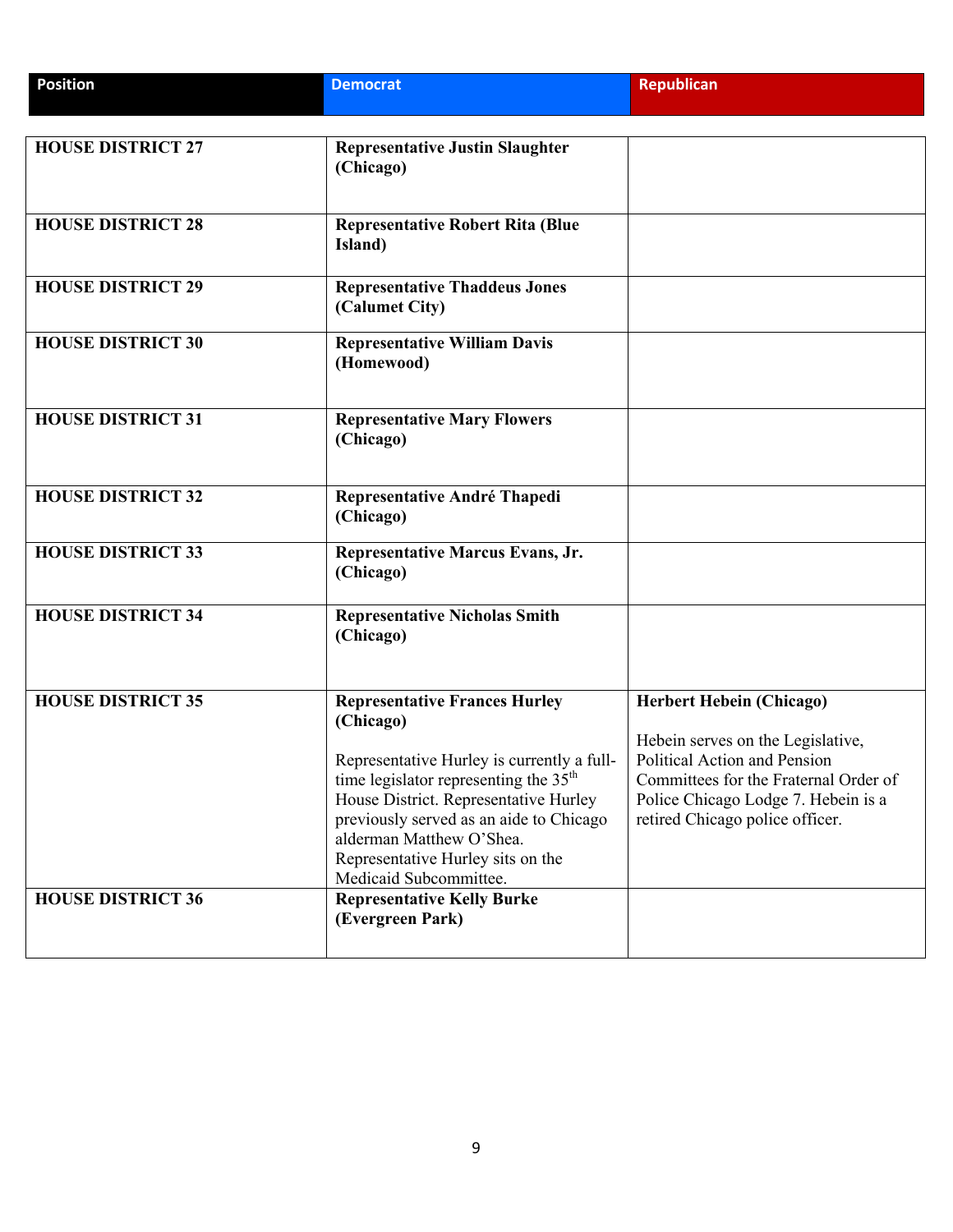| Position | Democrat | Republican |
|---|---|---|
| **HOUSE DISTRICT 27** | **Representative Justin Slaughter (Chicago)** | |
| **HOUSE DISTRICT 28** | **Representative Robert Rita (Blue Island)** | |
| **HOUSE DISTRICT 29** | **Representative Thaddeus Jones (Calumet City)** | |
| **HOUSE DISTRICT 30** | **Representative William Davis (Homewood)** | |
| **HOUSE DISTRICT 31** | **Representative Mary Flowers (Chicago)** | |
| **HOUSE DISTRICT 32** | **Representative André Thapedi (Chicago)** | |
| **HOUSE DISTRICT 33** | **Representative Marcus Evans, Jr. (Chicago)** | |
| **HOUSE DISTRICT 34** | **Representative Nicholas Smith (Chicago)** | |
| **HOUSE DISTRICT 35** | **Representative Frances Hurley (Chicago)**<br><br>Representative Hurley is currently a full-time legislator representing the 35th House District. Representative Hurley previously served as an aide to Chicago alderman Matthew O'Shea. Representative Hurley sits on the Medicaid Subcommittee. | **Herbert Hebein (Chicago)**<br><br>Hebein serves on the Legislative, Political Action and Pension Committees for the Fraternal Order of Police Chicago Lodge 7. Hebein is a retired Chicago police officer. |
| **HOUSE DISTRICT 36** | **Representative Kelly Burke (Evergreen Park)** | |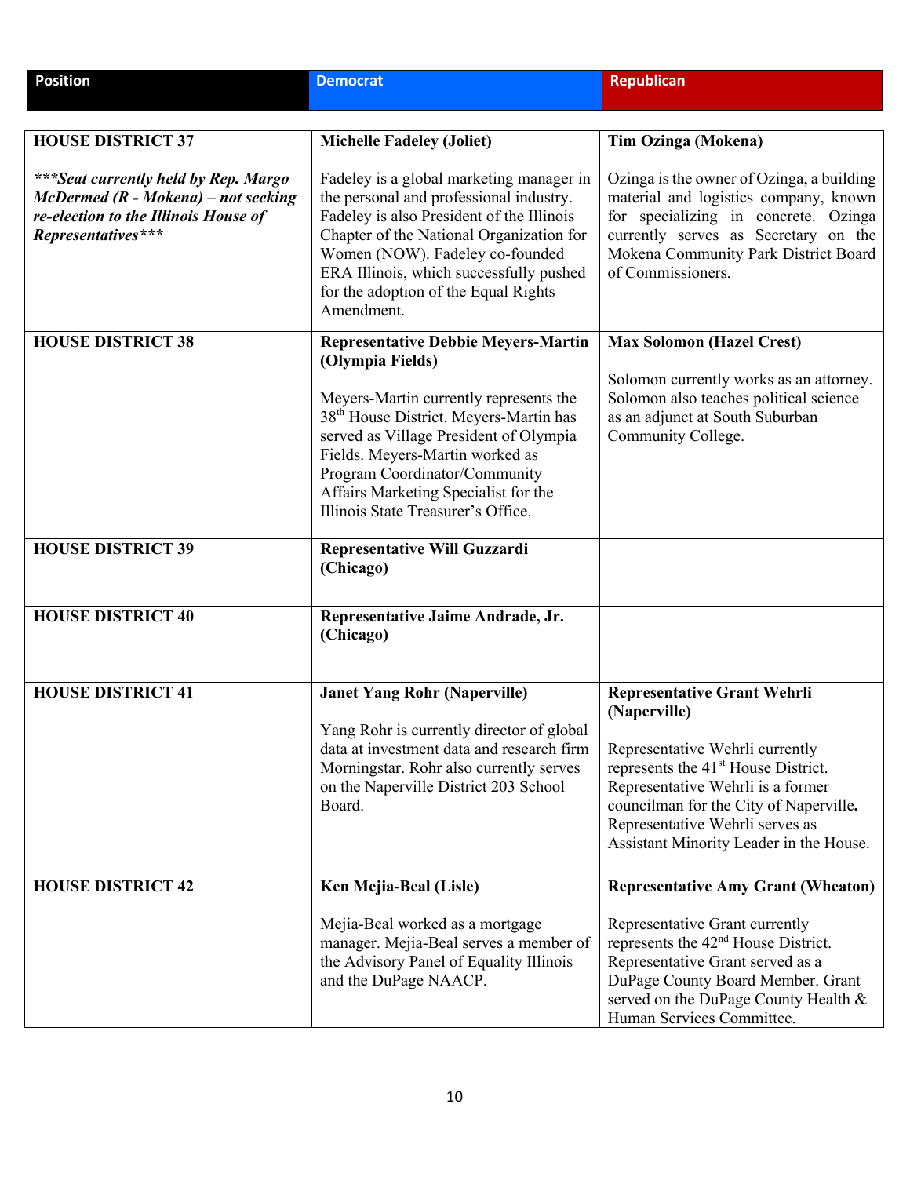| Position | Democrat | Republican |
|---|---|---|
| **HOUSE DISTRICT 37**<br><br>***\*\*\*Seat currently held by Rep. Margo McDermed (R - Mokena) – not seeking re-election to the Illinois House of Representatives\*\*\**** | **Michelle Fadeley (Joliet)**<br><br>Fadeley is a global marketing manager in the personal and professional industry. Fadeley is also President of the Illinois Chapter of the National Organization for Women (NOW). Fadeley co-founded ERA Illinois, which successfully pushed for the adoption of the Equal Rights Amendment. | **Tim Ozinga (Mokena)**<br><br>Ozinga is the owner of Ozinga, a building material and logistics company, known for specializing in concrete. Ozinga currently serves as Secretary on the Mokena Community Park District Board of Commissioners. |
| **HOUSE DISTRICT 38** | **Representative Debbie Meyers-Martin (Olympia Fields)**<br><br>Meyers-Martin currently represents the 38th House District. Meyers-Martin has served as Village President of Olympia Fields. Meyers-Martin worked as Program Coordinator/Community Affairs Marketing Specialist for the Illinois State Treasurer's Office. | **Max Solomon (Hazel Crest)**<br><br>Solomon currently works as an attorney. Solomon also teaches political science as an adjunct at South Suburban Community College. |
| **HOUSE DISTRICT 39** | **Representative Will Guzzardi (Chicago)** | |
| **HOUSE DISTRICT 40** | **Representative Jaime Andrade, Jr. (Chicago)** | |
| **HOUSE DISTRICT 41** | **Janet Yang Rohr (Naperville)**<br><br>Yang Rohr is currently director of global data at investment data and research firm Morningstar. Rohr also currently serves on the Naperville District 203 School Board. | **Representative Grant Wehrli (Naperville)**<br><br>Representative Wehrli currently represents the 41st House District. Representative Wehrli is a former councilman for the City of Naperville. Representative Wehrli serves as Assistant Minority Leader in the House. |
| **HOUSE DISTRICT 42** | **Ken Mejia-Beal (Lisle)**<br><br>Mejia-Beal worked as a mortgage manager. Mejia-Beal serves a member of the Advisory Panel of Equality Illinois and the DuPage NAACP. | **Representative Amy Grant (Wheaton)**<br><br>Representative Grant currently represents the 42nd House District. Representative Grant served as a DuPage County Board Member. Grant served on the DuPage County Health & Human Services Committee. |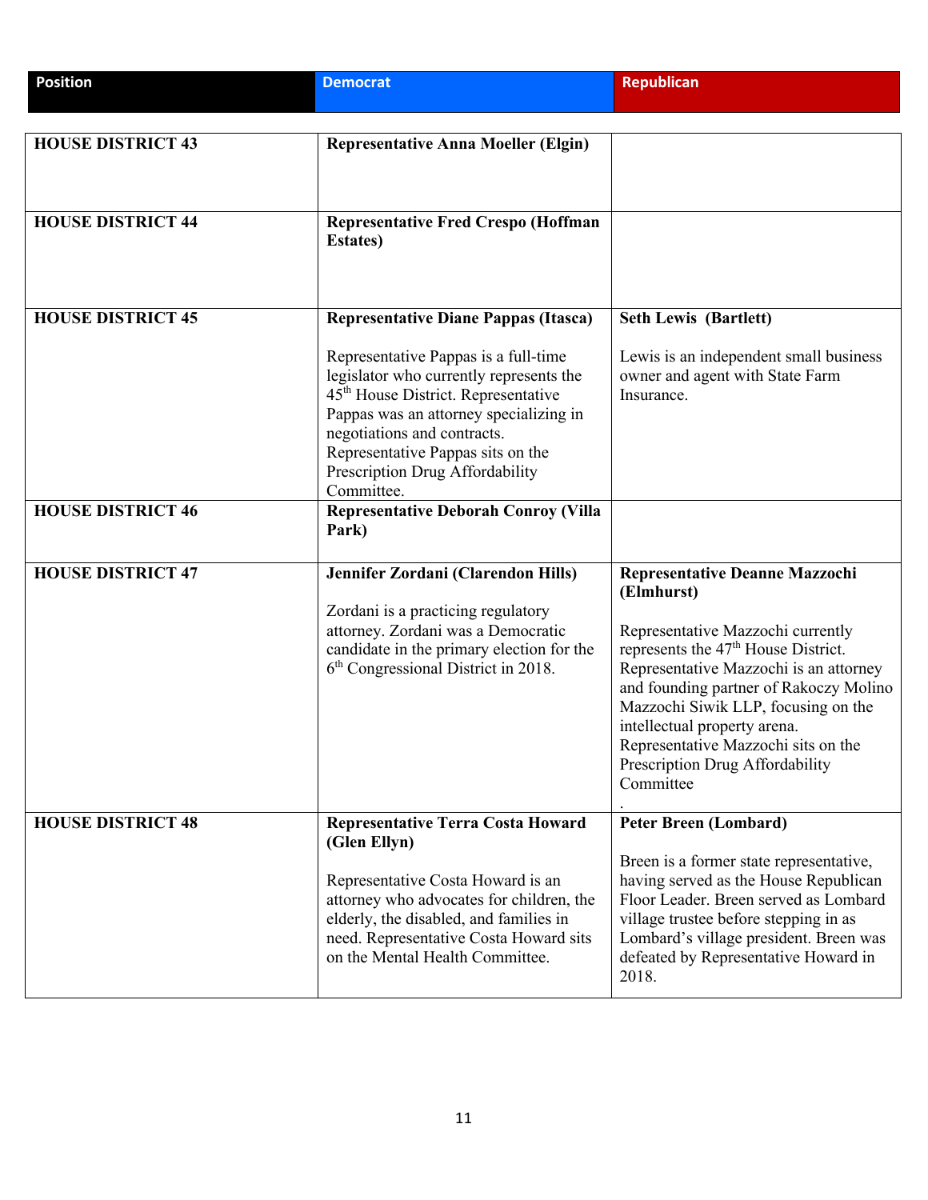| Position | Democrat | Republican |
|---|---|---|
| **HOUSE DISTRICT 43** | **Representative Anna Moeller (Elgin)** | |
| **HOUSE DISTRICT 44** | **Representative Fred Crespo (Hoffman Estates)** | |
| **HOUSE DISTRICT 45** | **Representative Diane Pappas (Itasca)**<br><br>Representative Pappas is a full-time legislator who currently represents the 45th House District. Representative Pappas was an attorney specializing in negotiations and contracts. Representative Pappas sits on the Prescription Drug Affordability Committee. | **Seth Lewis (Bartlett)**<br><br>Lewis is an independent small business owner and agent with State Farm Insurance. |
| **HOUSE DISTRICT 46** | **Representative Deborah Conroy (Villa Park)** | |
| **HOUSE DISTRICT 47** | **Jennifer Zordani (Clarendon Hills)**<br><br>Zordani is a practicing regulatory attorney. Zordani was a Democratic candidate in the primary election for the 6th Congressional District in 2018. | **Representative Deanne Mazzochi (Elmhurst)**<br><br>Representative Mazzochi currently represents the 47th House District. Representative Mazzochi is an attorney and founding partner of Rakoczy Molino Mazzochi Siwik LLP, focusing on the intellectual property arena. Representative Mazzochi sits on the Prescription Drug Affordability Committee<br>. |
| **HOUSE DISTRICT 48** | **Representative Terra Costa Howard (Glen Ellyn)**<br><br>Representative Costa Howard is an attorney who advocates for children, the elderly, the disabled, and families in need. Representative Costa Howard sits on the Mental Health Committee. | **Peter Breen (Lombard)**<br><br>Breen is a former state representative, having served as the House Republican Floor Leader. Breen served as Lombard village trustee before stepping in as Lombard's village president. Breen was defeated by Representative Howard in 2018. |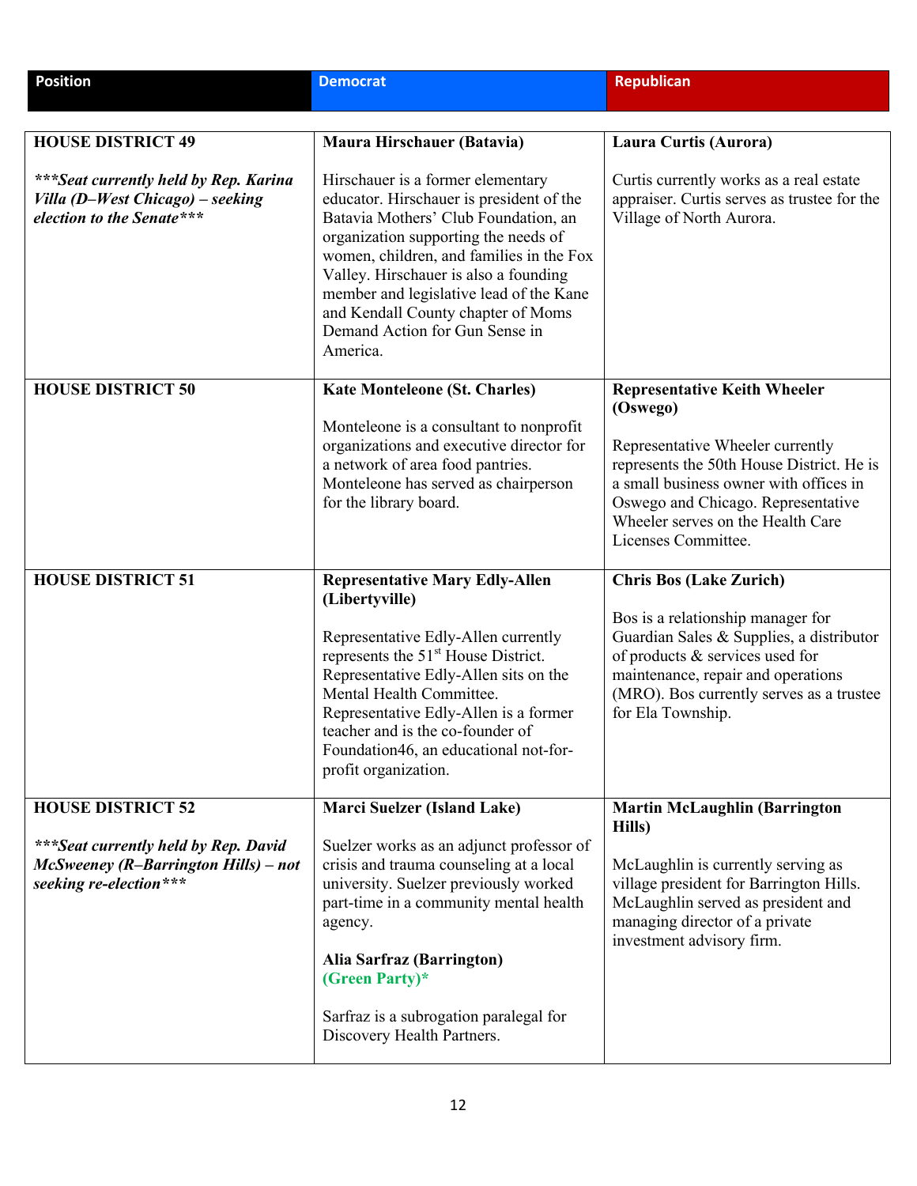| Position | Democrat | Republican |
|---|---|---|
| **HOUSE DISTRICT 49**<br><br>***\*\*\*Seat currently held by Rep. Karina Villa (D–West Chicago) – seeking election to the Senate\*\*\**** | **Maura Hirschauer (Batavia)**<br><br>Hirschauer is a former elementary educator. Hirschauer is president of the Batavia Mothers' Club Foundation, an organization supporting the needs of women, children, and families in the Fox Valley. Hirschauer is also a founding member and legislative lead of the Kane and Kendall County chapter of Moms Demand Action for Gun Sense in America. | **Laura Curtis (Aurora)**<br><br>Curtis currently works as a real estate appraiser. Curtis serves as trustee for the Village of North Aurora. |
| **HOUSE DISTRICT 50** | **Kate Monteleone (St. Charles)**<br><br>Monteleone is a consultant to nonprofit organizations and executive director for a network of area food pantries. Monteleone has served as chairperson for the library board. | **Representative Keith Wheeler (Oswego)**<br><br>Representative Wheeler currently represents the 50th House District. He is a small business owner with offices in Oswego and Chicago. Representative Wheeler serves on the Health Care Licenses Committee. |
| **HOUSE DISTRICT 51** | **Representative Mary Edly-Allen (Libertyville)**<br><br>Representative Edly-Allen currently represents the 51st House District. Representative Edly-Allen sits on the Mental Health Committee. Representative Edly-Allen is a former teacher and is the co-founder of Foundation46, an educational not-for-profit organization. | **Chris Bos (Lake Zurich)**<br><br>Bos is a relationship manager for Guardian Sales & Supplies, a distributor of products & services used for maintenance, repair and operations (MRO). Bos currently serves as a trustee for Ela Township. |
| **HOUSE DISTRICT 52**<br><br>***\*\*\*Seat currently held by Rep. David McSweeney (R–Barrington Hills) – not seeking re-election\*\*\**** | **Marci Suelzer (Island Lake)**<br><br>Suelzer works as an adjunct professor of crisis and trauma counseling at a local university. Suelzer previously worked part-time in a community mental health agency.<br><br>**Alia Sarfraz (Barrington)**<br>**(Green Party)\***<br><br>Sarfraz is a subrogation paralegal for Discovery Health Partners. | **Martin McLaughlin (Barrington Hills)**<br><br>McLaughlin is currently serving as village president for Barrington Hills. McLaughlin served as president and managing director of a private investment advisory firm. |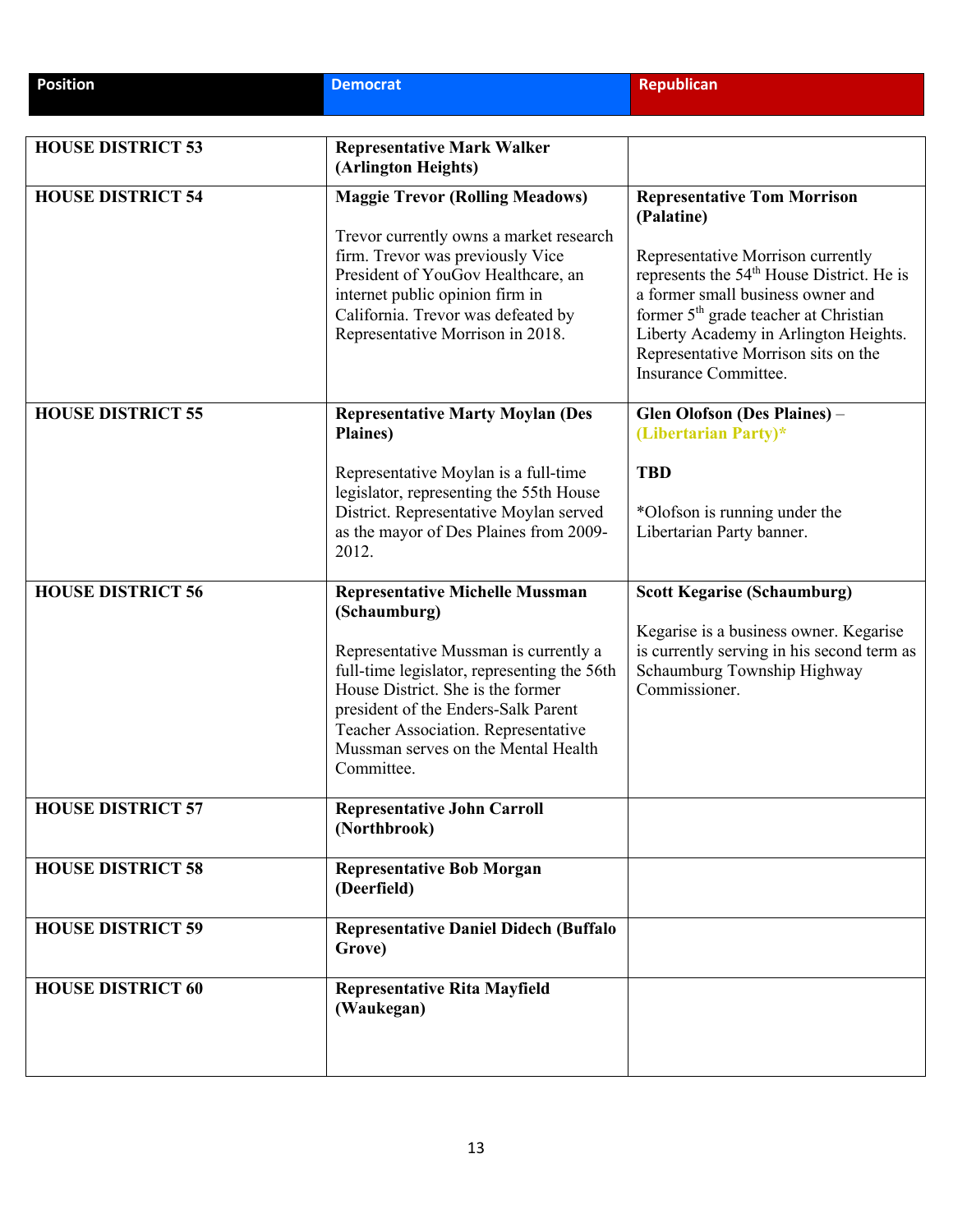| Position | Democrat | Republican |
|---|---|---|
| **HOUSE DISTRICT 53** | **Representative Mark Walker (Arlington Heights)** | |
| **HOUSE DISTRICT 54** | **Maggie Trevor (Rolling Meadows)**<br><br>Trevor currently owns a market research firm. Trevor was previously Vice President of YouGov Healthcare, an internet public opinion firm in California. Trevor was defeated by Representative Morrison in 2018. | **Representative Tom Morrison (Palatine)**<br><br>Representative Morrison currently represents the 54th House District. He is a former small business owner and former 5th grade teacher at Christian Liberty Academy in Arlington Heights. Representative Morrison sits on the Insurance Committee. |
| **HOUSE DISTRICT 55** | **Representative Marty Moylan (Des Plaines)**<br><br>Representative Moylan is a full-time legislator, representing the 55th House District. Representative Moylan served as the mayor of Des Plaines from 2009-2012. | **Glen Olofson (Des Plaines)** – **(Libertarian Party)***<br><br>**TBD**<br><br>*Olofson is running under the Libertarian Party banner. |
| **HOUSE DISTRICT 56** | **Representative Michelle Mussman (Schaumburg)**<br><br>Representative Mussman is currently a full-time legislator, representing the 56th House District. She is the former president of the Enders-Salk Parent Teacher Association. Representative Mussman serves on the Mental Health Committee. | **Scott Kegarise (Schaumburg)**<br><br>Kegarise is a business owner. Kegarise is currently serving in his second term as Schaumburg Township Highway Commissioner. |
| **HOUSE DISTRICT 57** | **Representative John Carroll (Northbrook)** | |
| **HOUSE DISTRICT 58** | **Representative Bob Morgan (Deerfield)** | |
| **HOUSE DISTRICT 59** | **Representative Daniel Didech (Buffalo Grove)** | |
| **HOUSE DISTRICT 60** | **Representative Rita Mayfield (Waukegan)** | |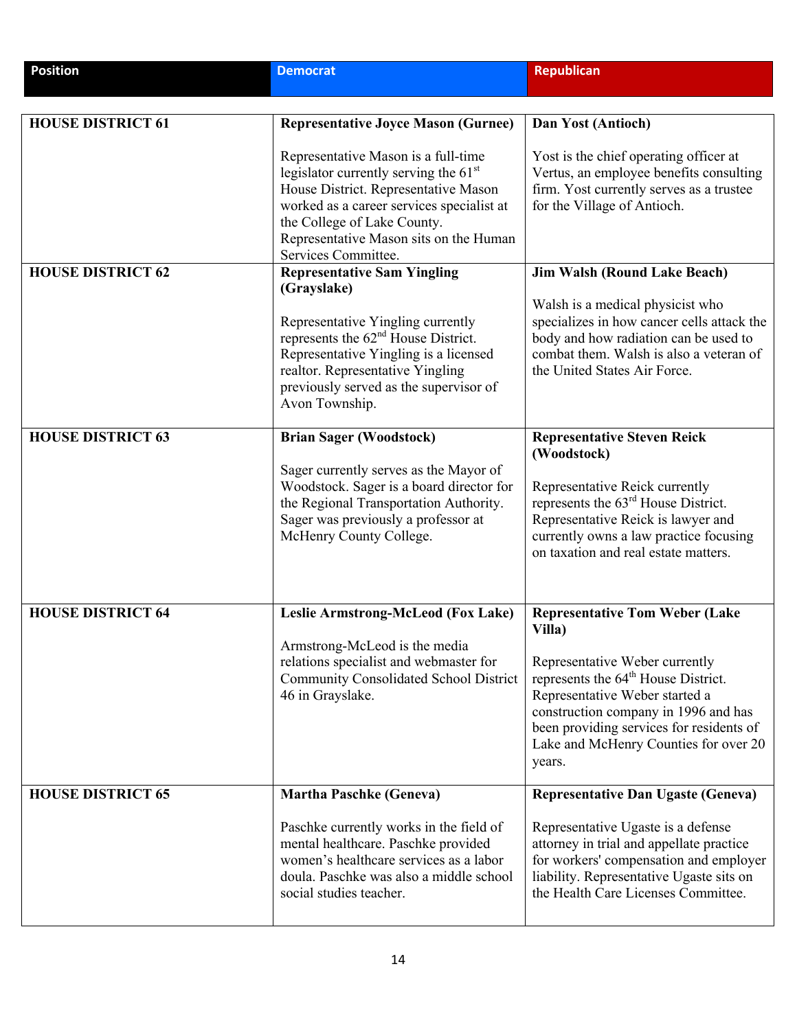| Position | Democrat | Republican |
|---|---|---|
| **HOUSE DISTRICT 61** | **Representative Joyce Mason (Gurnee)**<br><br>Representative Mason is a full-time legislator currently serving the 61st House District. Representative Mason worked as a career services specialist at the College of Lake County. Representative Mason sits on the Human Services Committee. | **Dan Yost (Antioch)**<br><br>Yost is the chief operating officer at Vertus, an employee benefits consulting firm. Yost currently serves as a trustee for the Village of Antioch. |
| **HOUSE DISTRICT 62** | **Representative Sam Yingling (Grayslake)**<br><br>Representative Yingling currently represents the 62nd House District. Representative Yingling is a licensed realtor. Representative Yingling previously served as the supervisor of Avon Township. | **Jim Walsh (Round Lake Beach)**<br><br>Walsh is a medical physicist who specializes in how cancer cells attack the body and how radiation can be used to combat them. Walsh is also a veteran of the United States Air Force. |
| **HOUSE DISTRICT 63** | **Brian Sager (Woodstock)**<br><br>Sager currently serves as the Mayor of Woodstock. Sager is a board director for the Regional Transportation Authority. Sager was previously a professor at McHenry County College. | **Representative Steven Reick (Woodstock)**<br><br>Representative Reick currently represents the 63rd House District. Representative Reick is lawyer and currently owns a law practice focusing on taxation and real estate matters. |
| **HOUSE DISTRICT 64** | **Leslie Armstrong-McLeod (Fox Lake)**<br><br>Armstrong-McLeod is the media relations specialist and webmaster for Community Consolidated School District 46 in Grayslake. | **Representative Tom Weber (Lake Villa)**<br><br>Representative Weber currently represents the 64th House District. Representative Weber started a construction company in 1996 and has been providing services for residents of Lake and McHenry Counties for over 20 years. |
| **HOUSE DISTRICT 65** | **Martha Paschke (Geneva)**<br><br>Paschke currently works in the field of mental healthcare. Paschke provided women's healthcare services as a labor doula. Paschke was also a middle school social studies teacher. | **Representative Dan Ugaste (Geneva)**<br><br>Representative Ugaste is a defense attorney in trial and appellate practice for workers' compensation and employer liability. Representative Ugaste sits on the Health Care Licenses Committee. |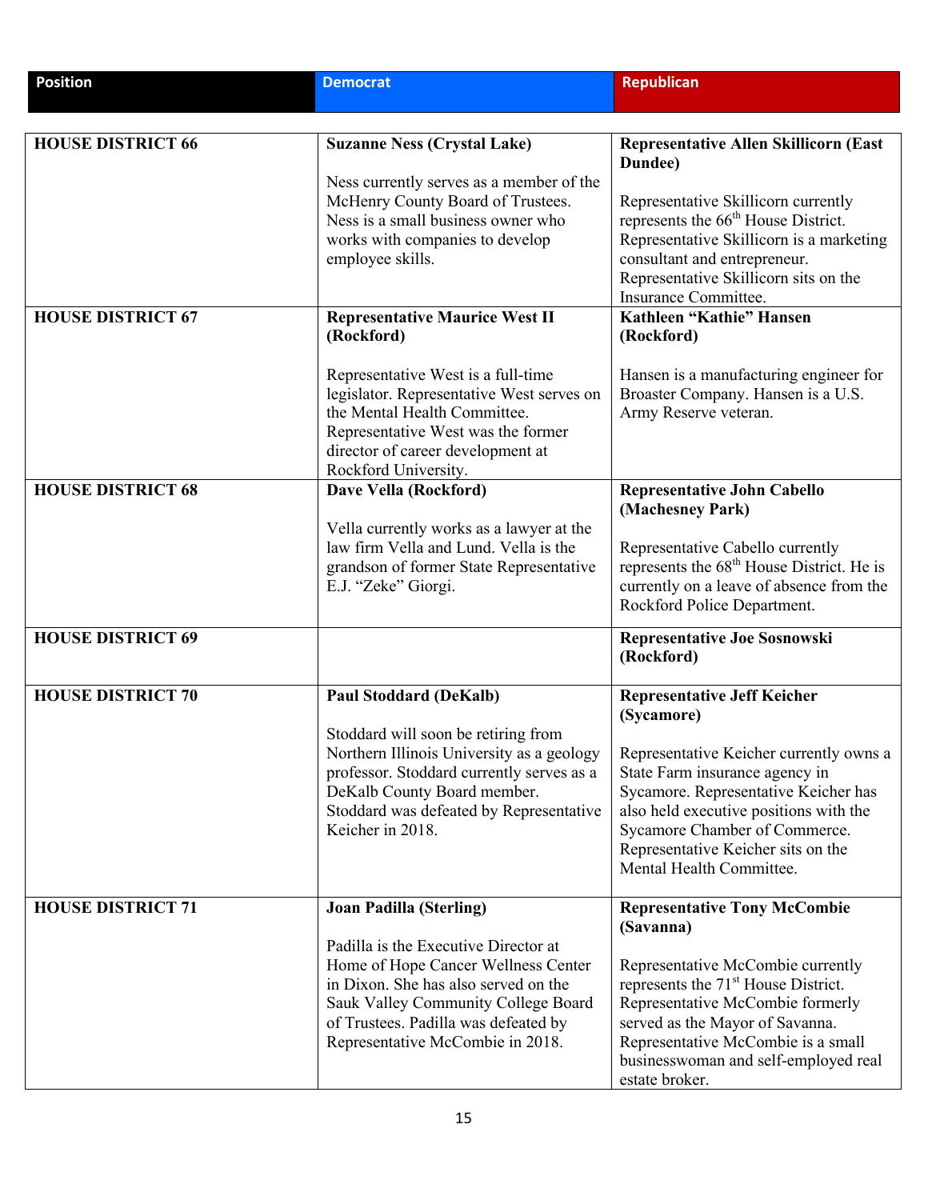| Position | Democrat | Republican |
|---|---|---|
| **HOUSE DISTRICT 66** | **Suzanne Ness (Crystal Lake)**<br><br>Ness currently serves as a member of the McHenry County Board of Trustees. Ness is a small business owner who works with companies to develop employee skills. | **Representative Allen Skillicorn (East Dundee)**<br><br>Representative Skillicorn currently represents the 66th House District. Representative Skillicorn is a marketing consultant and entrepreneur. Representative Skillicorn sits on the Insurance Committee. |
| **HOUSE DISTRICT 67** | **Representative Maurice West II (Rockford)**<br><br>Representative West is a full-time legislator. Representative West serves on the Mental Health Committee. Representative West was the former director of career development at Rockford University. | **Kathleen "Kathie" Hansen (Rockford)**<br><br>Hansen is a manufacturing engineer for Broaster Company. Hansen is a U.S. Army Reserve veteran. |
| **HOUSE DISTRICT 68** | **Dave Vella (Rockford)**<br><br>Vella currently works as a lawyer at the law firm Vella and Lund. Vella is the grandson of former State Representative E.J. "Zeke" Giorgi. | **Representative John Cabello (Machesney Park)**<br><br>Representative Cabello currently represents the 68th House District. He is currently on a leave of absence from the Rockford Police Department. |
| **HOUSE DISTRICT 69** | | **Representative Joe Sosnowski (Rockford)** |
| **HOUSE DISTRICT 70** | **Paul Stoddard (DeKalb)**<br><br>Stoddard will soon be retiring from Northern Illinois University as a geology professor. Stoddard currently serves as a DeKalb County Board member. Stoddard was defeated by Representative Keicher in 2018. | **Representative Jeff Keicher (Sycamore)**<br><br>Representative Keicher currently owns a State Farm insurance agency in Sycamore. Representative Keicher has also held executive positions with the Sycamore Chamber of Commerce. Representative Keicher sits on the Mental Health Committee. |
| **HOUSE DISTRICT 71** | **Joan Padilla (Sterling)**<br><br>Padilla is the Executive Director at Home of Hope Cancer Wellness Center in Dixon. She has also served on the Sauk Valley Community College Board of Trustees. Padilla was defeated by Representative McCombie in 2018. | **Representative Tony McCombie (Savanna)**<br><br>Representative McCombie currently represents the 71st House District. Representative McCombie formerly served as the Mayor of Savanna. Representative McCombie is a small businesswoman and self-employed real estate broker. |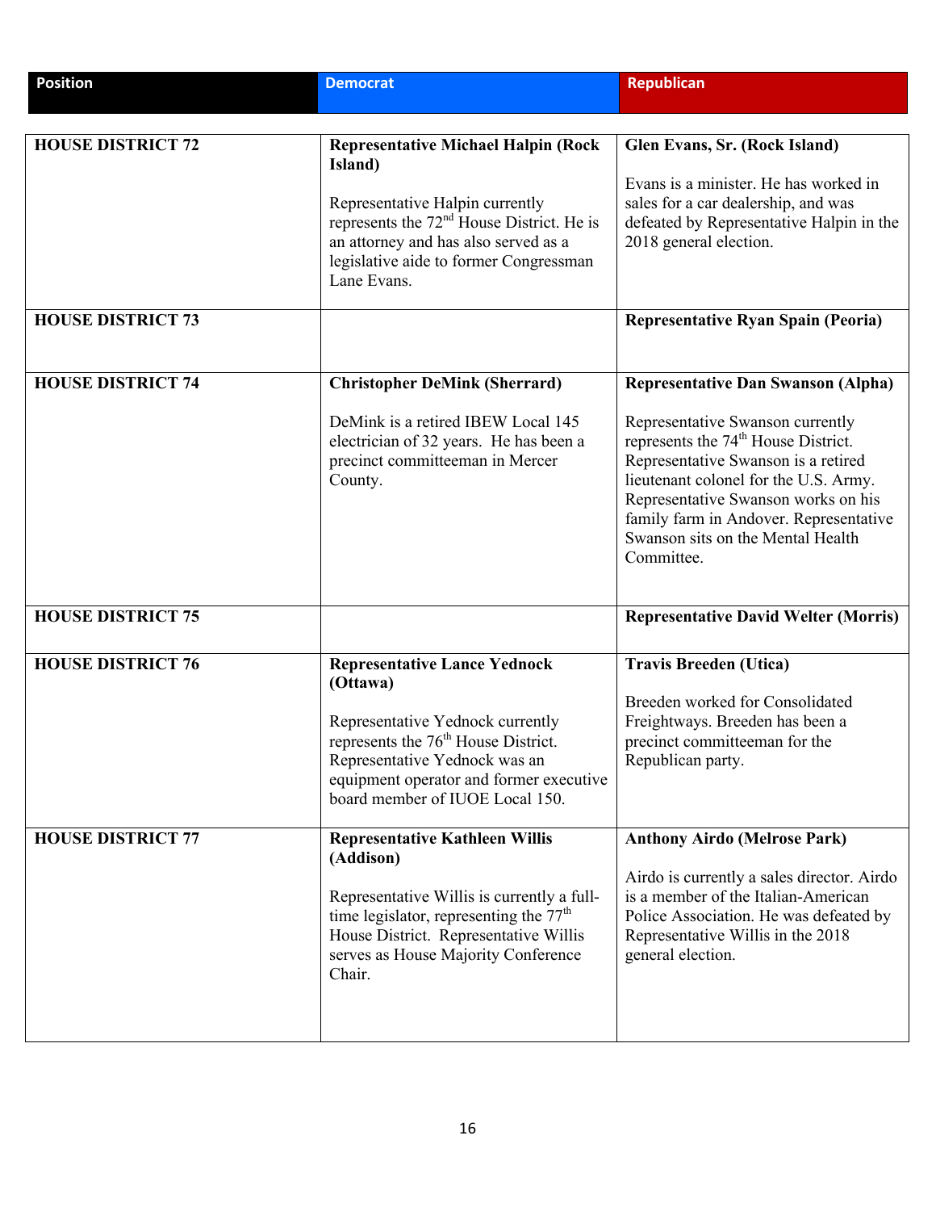| Position | Democrat | Republican |
|---|---|---|
| **HOUSE DISTRICT 72** | **Representative Michael Halpin (Rock Island)**<br><br>Representative Halpin currently represents the 72nd House District. He is an attorney and has also served as a legislative aide to former Congressman Lane Evans. | **Glen Evans, Sr. (Rock Island)**<br><br>Evans is a minister. He has worked in sales for a car dealership, and was defeated by Representative Halpin in the 2018 general election. |
| **HOUSE DISTRICT 73** | | **Representative Ryan Spain (Peoria)** |
| **HOUSE DISTRICT 74** | **Christopher DeMink (Sherrard)**<br><br>DeMink is a retired IBEW Local 145 electrician of 32 years. He has been a precinct committeeman in Mercer County. | **Representative Dan Swanson (Alpha)**<br><br>Representative Swanson currently represents the 74th House District. Representative Swanson is a retired lieutenant colonel for the U.S. Army. Representative Swanson works on his family farm in Andover. Representative Swanson sits on the Mental Health Committee. |
| **HOUSE DISTRICT 75** | | **Representative David Welter (Morris)** |
| **HOUSE DISTRICT 76** | **Representative Lance Yednock (Ottawa)**<br><br>Representative Yednock currently represents the 76th House District. Representative Yednock was an equipment operator and former executive board member of IUOE Local 150. | **Travis Breeden (Utica)**<br><br>Breeden worked for Consolidated Freightways. Breeden has been a precinct committeeman for the Republican party. |
| **HOUSE DISTRICT 77** | **Representative Kathleen Willis (Addison)**<br><br>Representative Willis is currently a full-time legislator, representing the 77th House District. Representative Willis serves as House Majority Conference Chair. | **Anthony Airdo (Melrose Park)**<br><br>Airdo is currently a sales director. Airdo is a member of the Italian-American Police Association. He was defeated by Representative Willis in the 2018 general election. |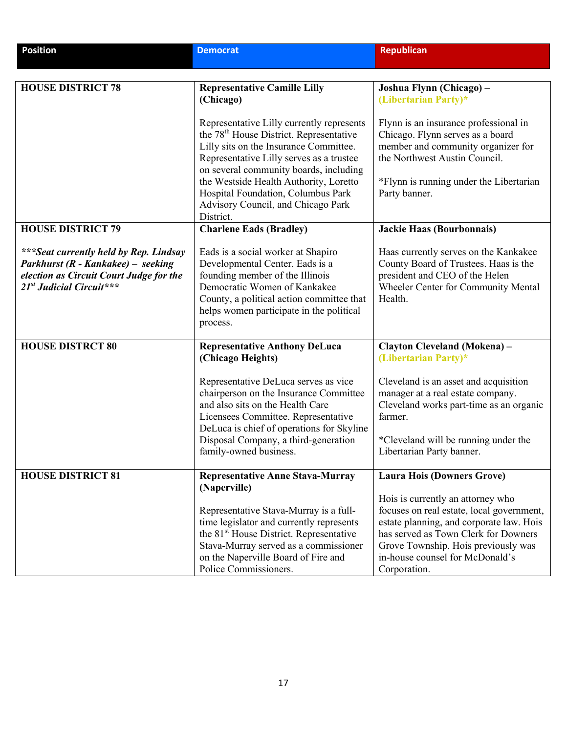| Position | Democrat | Republican |
|---|---|---|
| **HOUSE DISTRICT 78** | **Representative Camille Lilly (Chicago)**<br><br>Representative Lilly currently represents the 78th House District. Representative Lilly sits on the Insurance Committee. Representative Lilly serves as a trustee on several community boards, including the Westside Health Authority, Loretto Hospital Foundation, Columbus Park Advisory Council, and Chicago Park District. | **Joshua Flynn (Chicago) – (Libertarian Party)***<br><br>Flynn is an insurance professional in Chicago. Flynn serves as a board member and community organizer for the Northwest Austin Council.<br><br>*Flynn is running under the Libertarian Party banner. |
| **HOUSE DISTRICT 79**<br><br>***\*\*\*Seat currently held by Rep. Lindsay Parkhurst (R - Kankakee) – seeking election as Circuit Court Judge for the 21st Judicial Circuit\*\*\**** | **Charlene Eads (Bradley)**<br><br>Eads is a social worker at Shapiro Developmental Center. Eads is a founding member of the Illinois Democratic Women of Kankakee County, a political action committee that helps women participate in the political process. | **Jackie Haas (Bourbonnais)**<br><br>Haas currently serves on the Kankakee County Board of Trustees. Haas is the president and CEO of the Helen Wheeler Center for Community Mental Health. |
| **HOUSE DISTRCT 80** | **Representative Anthony DeLuca (Chicago Heights)**<br><br>Representative DeLuca serves as vice chairperson on the Insurance Committee and also sits on the Health Care Licensees Committee. Representative DeLuca is chief of operations for Skyline Disposal Company, a third-generation family-owned business. | **Clayton Cleveland (Mokena) – (Libertarian Party)***<br><br>Cleveland is an asset and acquisition manager at a real estate company. Cleveland works part-time as an organic farmer.<br><br>*Cleveland will be running under the Libertarian Party banner. |
| **HOUSE DISTRICT 81** | **Representative Anne Stava-Murray (Naperville)**<br><br>Representative Stava-Murray is a full-time legislator and currently represents the 81st House District. Representative Stava-Murray served as a commissioner on the Naperville Board of Fire and Police Commissioners. | **Laura Hois (Downers Grove)**<br><br>Hois is currently an attorney who focuses on real estate, local government, estate planning, and corporate law. Hois has served as Town Clerk for Downers Grove Township. Hois previously was in-house counsel for McDonald's Corporation. |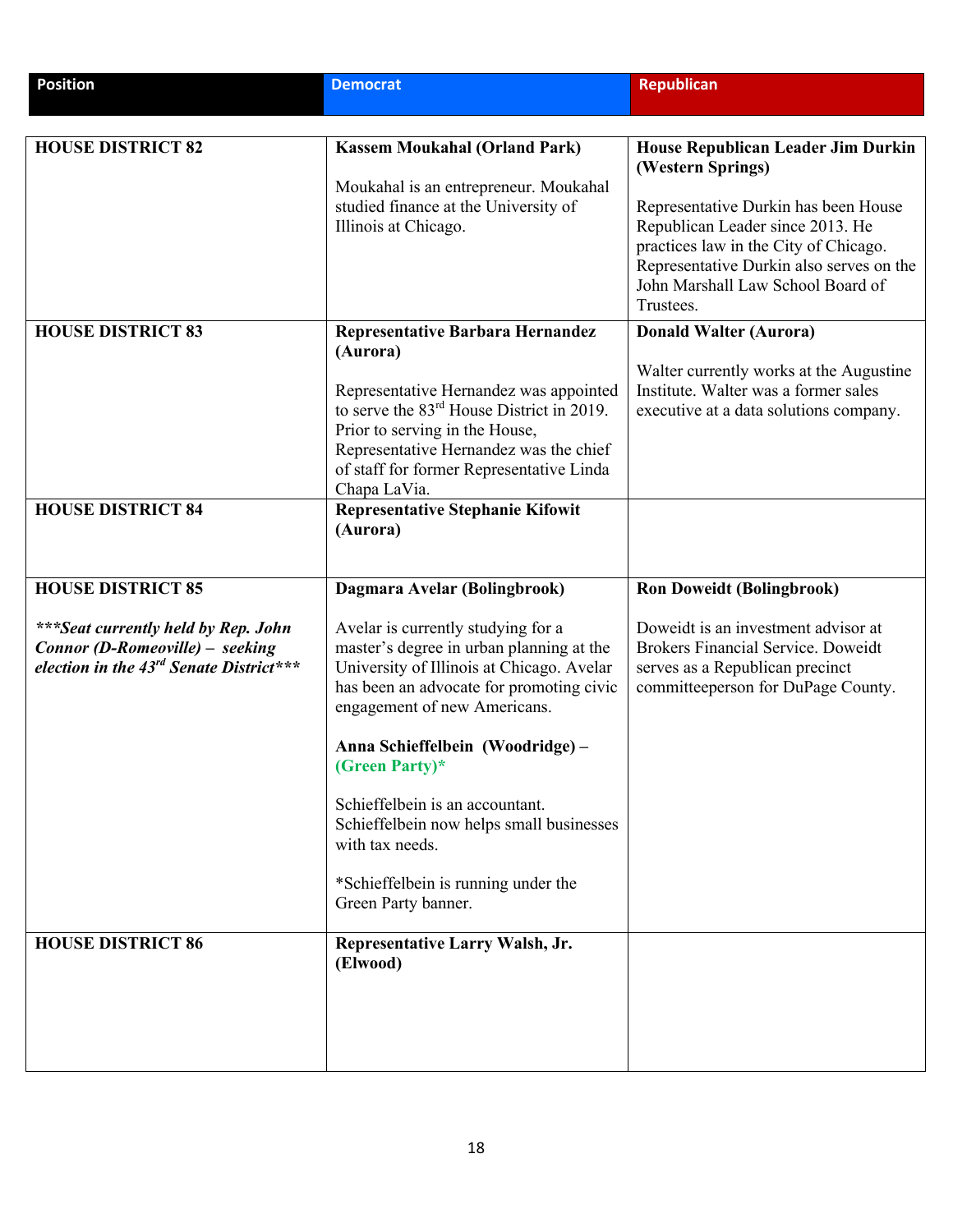| Position | Democrat | Republican |
|---|---|---|
| **HOUSE DISTRICT 82** | **Kassem Moukahal (Orland Park)**<br><br>Moukahal is an entrepreneur. Moukahal studied finance at the University of Illinois at Chicago. | **House Republican Leader Jim Durkin (Western Springs)**<br><br>Representative Durkin has been House Republican Leader since 2013. He practices law in the City of Chicago. Representative Durkin also serves on the John Marshall Law School Board of Trustees. |
| **HOUSE DISTRICT 83** | **Representative Barbara Hernandez (Aurora)**<br><br>Representative Hernandez was appointed to serve the 83rd House District in 2019. Prior to serving in the House, Representative Hernandez was the chief of staff for former Representative Linda Chapa LaVia. | **Donald Walter (Aurora)**<br><br>Walter currently works at the Augustine Institute. Walter was a former sales executive at a data solutions company. |
| **HOUSE DISTRICT 84** | **Representative Stephanie Kifowit (Aurora)** | |
| **HOUSE DISTRICT 85**<br><br>***\*\*\*Seat currently held by Rep. John Connor (D-Romeoville) – seeking election in the 43rd Senate District\*\*\**** | **Dagmara Avelar (Bolingbrook)**<br><br>Avelar is currently studying for a master's degree in urban planning at the University of Illinois at Chicago. Avelar has been an advocate for promoting civic engagement of new Americans.<br><br>**Anna Schieffelbein (Woodridge) – (Green Party)***<br><br>Schieffelbein is an accountant. Schieffelbein now helps small businesses with tax needs.<br><br>*Schieffelbein is running under the Green Party banner. | **Ron Doweidt (Bolingbrook)**<br><br>Doweidt is an investment advisor at Brokers Financial Service. Doweidt serves as a Republican precinct committeeperson for DuPage County. |
| **HOUSE DISTRICT 86** | **Representative Larry Walsh, Jr. (Elwood)** | |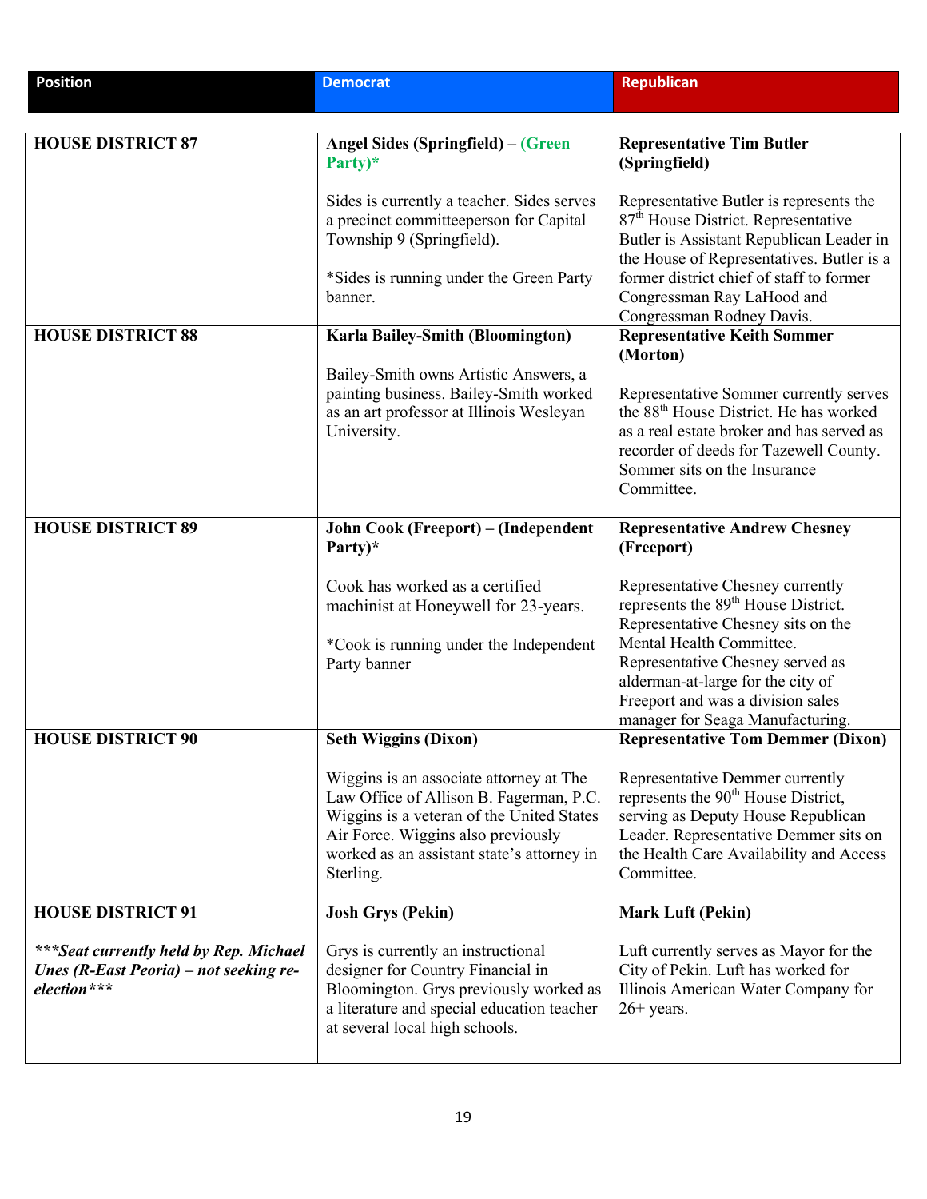| Position | Democrat | Republican |
| --- | --- | --- |
| **HOUSE DISTRICT 87** | **Angel Sides (Springfield) – (Green Party)***<br><br>Sides is currently a teacher. Sides serves a precinct committeeperson for Capital Township 9 (Springfield).<br><br>*Sides is running under the Green Party banner. | **Representative Tim Butler (Springfield)**<br><br>Representative Butler is represents the 87th House District. Representative Butler is Assistant Republican Leader in the House of Representatives. Butler is a former district chief of staff to former Congressman Ray LaHood and Congressman Rodney Davis. |
| **HOUSE DISTRICT 88** | **Karla Bailey-Smith (Bloomington)**<br><br>Bailey-Smith owns Artistic Answers, a painting business. Bailey-Smith worked as an art professor at Illinois Wesleyan University. | **Representative Keith Sommer (Morton)**<br><br>Representative Sommer currently serves the 88th House District. He has worked as a real estate broker and has served as recorder of deeds for Tazewell County. Sommer sits on the Insurance Committee. |
| **HOUSE DISTRICT 89** | **John Cook (Freeport) – (Independent Party)***<br><br>Cook has worked as a certified machinist at Honeywell for 23-years.<br><br>*Cook is running under the Independent Party banner | **Representative Andrew Chesney (Freeport)**<br><br>Representative Chesney currently represents the 89th House District. Representative Chesney sits on the Mental Health Committee. Representative Chesney served as alderman-at-large for the city of Freeport and was a division sales manager for Seaga Manufacturing. |
| **HOUSE DISTRICT 90** | **Seth Wiggins (Dixon)**<br><br>Wiggins is an associate attorney at The Law Office of Allison B. Fagerman, P.C. Wiggins is a veteran of the United States Air Force. Wiggins also previously worked as an assistant state's attorney in Sterling. | **Representative Tom Demmer (Dixon)**<br><br>Representative Demmer currently represents the 90th House District, serving as Deputy House Republican Leader. Representative Demmer sits on the Health Care Availability and Access Committee. |
| **HOUSE DISTRICT 91**<br><br>***_Seat currently held by Rep. Michael Unes (R-East Peoria) – not seeking re-election_*** | **Josh Grys (Pekin)**<br><br>Grys is currently an instructional designer for Country Financial in Bloomington. Grys previously worked as a literature and special education teacher at several local high schools. | **Mark Luft (Pekin)**<br><br>Luft currently serves as Mayor for the City of Pekin. Luft has worked for Illinois American Water Company for 26+ years. |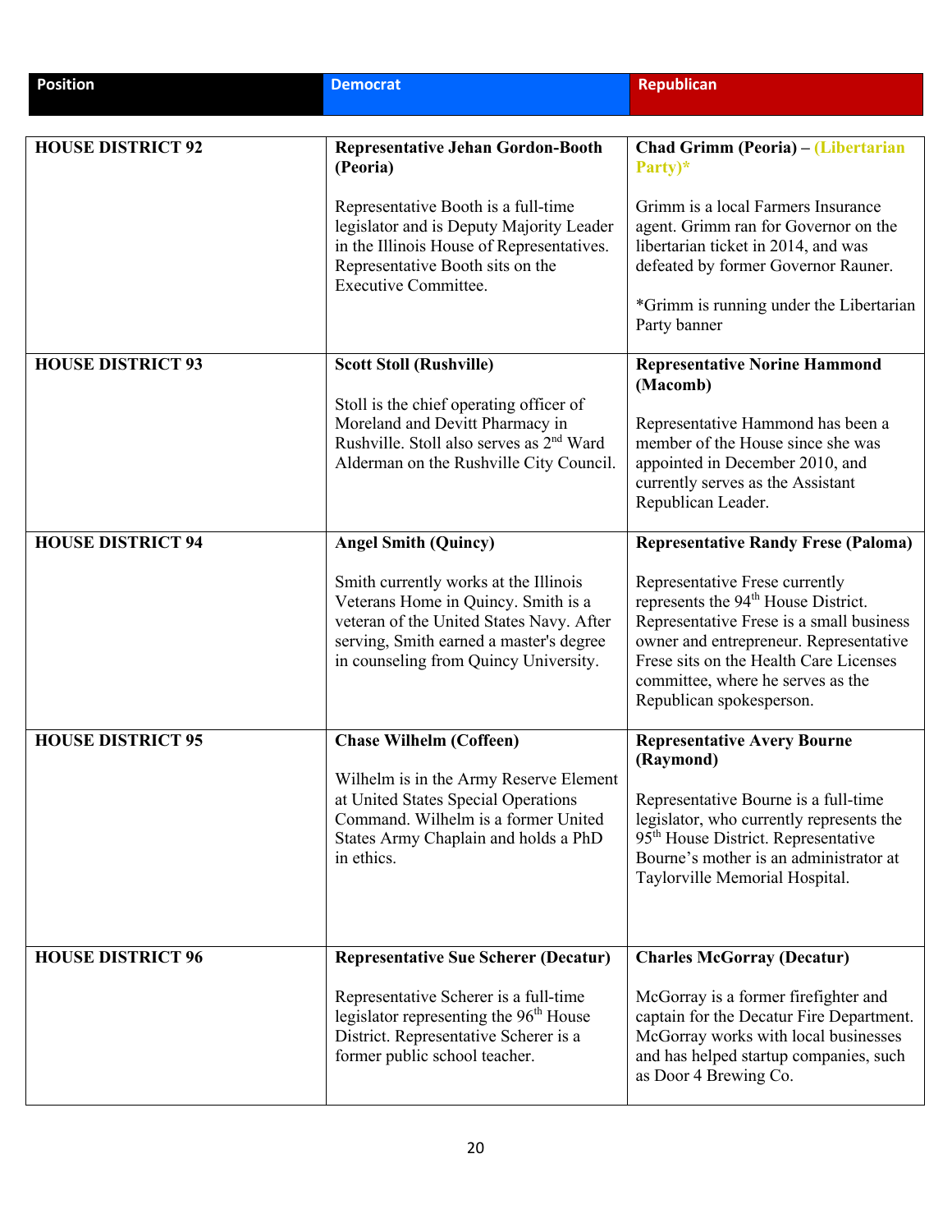| Position | Democrat | Republican |
|---|---|---|
| **HOUSE DISTRICT 92** | **Representative Jehan Gordon-Booth (Peoria)**<br><br>Representative Booth is a full-time legislator and is Deputy Majority Leader in the Illinois House of Representatives. Representative Booth sits on the Executive Committee. | **Chad Grimm (Peoria) – (Libertarian Party)***<br><br>Grimm is a local Farmers Insurance agent. Grimm ran for Governor on the libertarian ticket in 2014, and was defeated by former Governor Rauner.<br><br>*Grimm is running under the Libertarian Party banner |
| **HOUSE DISTRICT 93** | **Scott Stoll (Rushville)**<br><br>Stoll is the chief operating officer of Moreland and Devitt Pharmacy in Rushville. Stoll also serves as 2nd Ward Alderman on the Rushville City Council. | **Representative Norine Hammond (Macomb)**<br><br>Representative Hammond has been a member of the House since she was appointed in December 2010, and currently serves as the Assistant Republican Leader. |
| **HOUSE DISTRICT 94** | **Angel Smith (Quincy)**<br><br>Smith currently works at the Illinois Veterans Home in Quincy. Smith is a veteran of the United States Navy. After serving, Smith earned a master's degree in counseling from Quincy University. | **Representative Randy Frese (Paloma)**<br><br>Representative Frese currently represents the 94th House District. Representative Frese is a small business owner and entrepreneur. Representative Frese sits on the Health Care Licenses committee, where he serves as the Republican spokesperson. |
| **HOUSE DISTRICT 95** | **Chase Wilhelm (Coffeen)**<br><br>Wilhelm is in the Army Reserve Element at United States Special Operations Command. Wilhelm is a former United States Army Chaplain and holds a PhD in ethics. | **Representative Avery Bourne (Raymond)**<br><br>Representative Bourne is a full-time legislator, who currently represents the 95th House District. Representative Bourne's mother is an administrator at Taylorville Memorial Hospital. |
| **HOUSE DISTRICT 96** | **Representative Sue Scherer (Decatur)**<br><br>Representative Scherer is a full-time legislator representing the 96th House District. Representative Scherer is a former public school teacher. | **Charles McGorray (Decatur)**<br><br>McGorray is a former firefighter and captain for the Decatur Fire Department. McGorray works with local businesses and has helped startup companies, such as Door 4 Brewing Co. |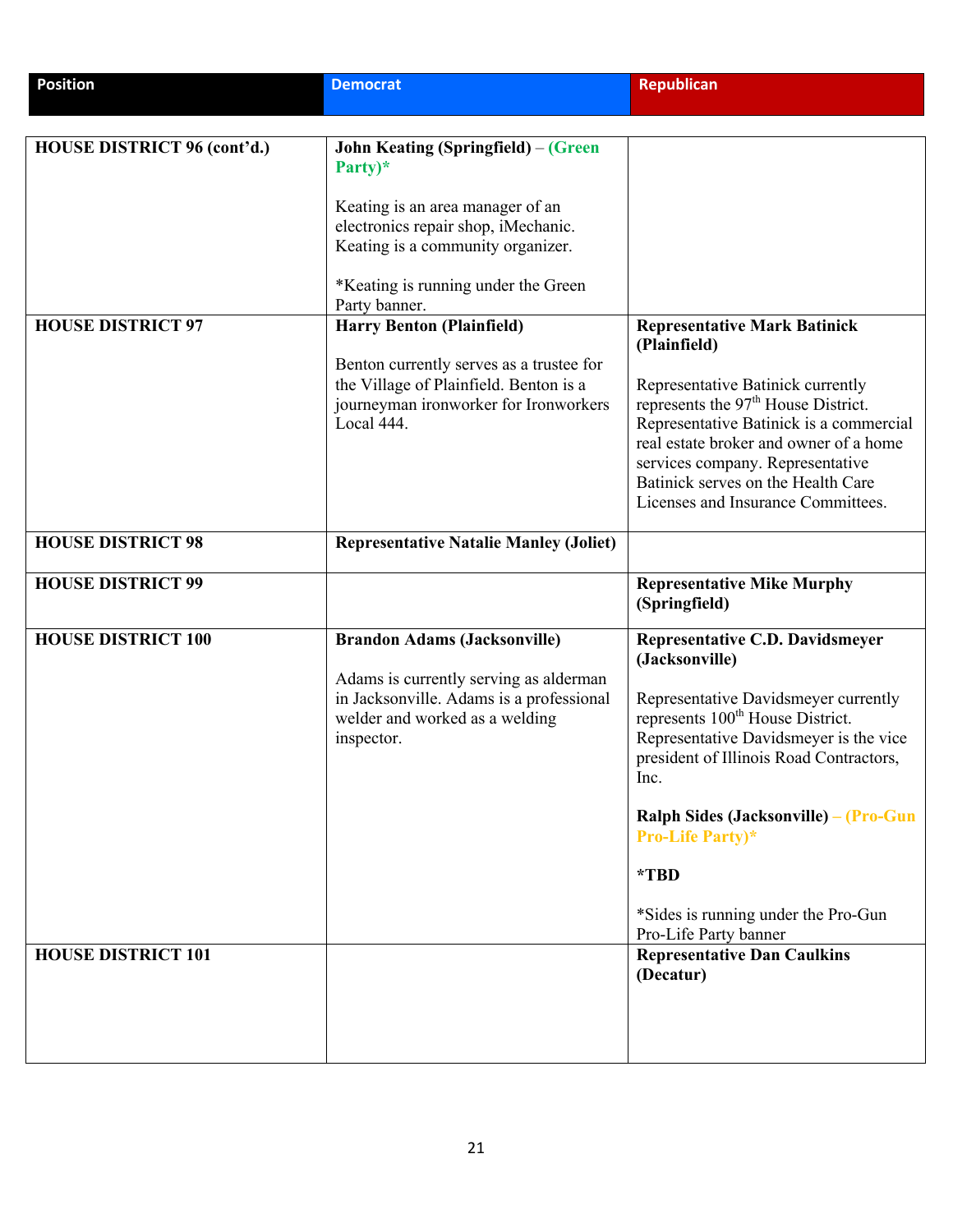| Position | Democrat | Republican |
|---|---|---|
| **HOUSE DISTRICT 96 (cont'd.)** | **John Keating (Springfield) – (Green Party)*** <br><br> Keating is an area manager of an electronics repair shop, iMechanic. Keating is a community organizer. <br><br> *Keating is running under the Green Party banner. | |
| **HOUSE DISTRICT 97** | **Harry Benton (Plainfield)** <br><br> Benton currently serves as a trustee for the Village of Plainfield. Benton is a journeyman ironworker for Ironworkers Local 444. | **Representative Mark Batinick (Plainfield)** <br><br> Representative Batinick currently represents the 97th House District. Representative Batinick is a commercial real estate broker and owner of a home services company. Representative Batinick serves on the Health Care Licenses and Insurance Committees. |
| **HOUSE DISTRICT 98** | **Representative Natalie Manley (Joliet)** | |
| **HOUSE DISTRICT 99** | | **Representative Mike Murphy (Springfield)** |
| **HOUSE DISTRICT 100** | **Brandon Adams (Jacksonville)** <br><br> Adams is currently serving as alderman in Jacksonville. Adams is a professional welder and worked as a welding inspector. | **Representative C.D. Davidsmeyer (Jacksonville)** <br><br> Representative Davidsmeyer currently represents 100th House District. Representative Davidsmeyer is the vice president of Illinois Road Contractors, Inc. <br><br> **Ralph Sides (Jacksonville) – (Pro-Gun Pro-Life Party)*** <br><br> ***TBD** <br><br> *Sides is running under the Pro-Gun Pro-Life Party banner |
| **HOUSE DISTRICT 101** | | **Representative Dan Caulkins (Decatur)** |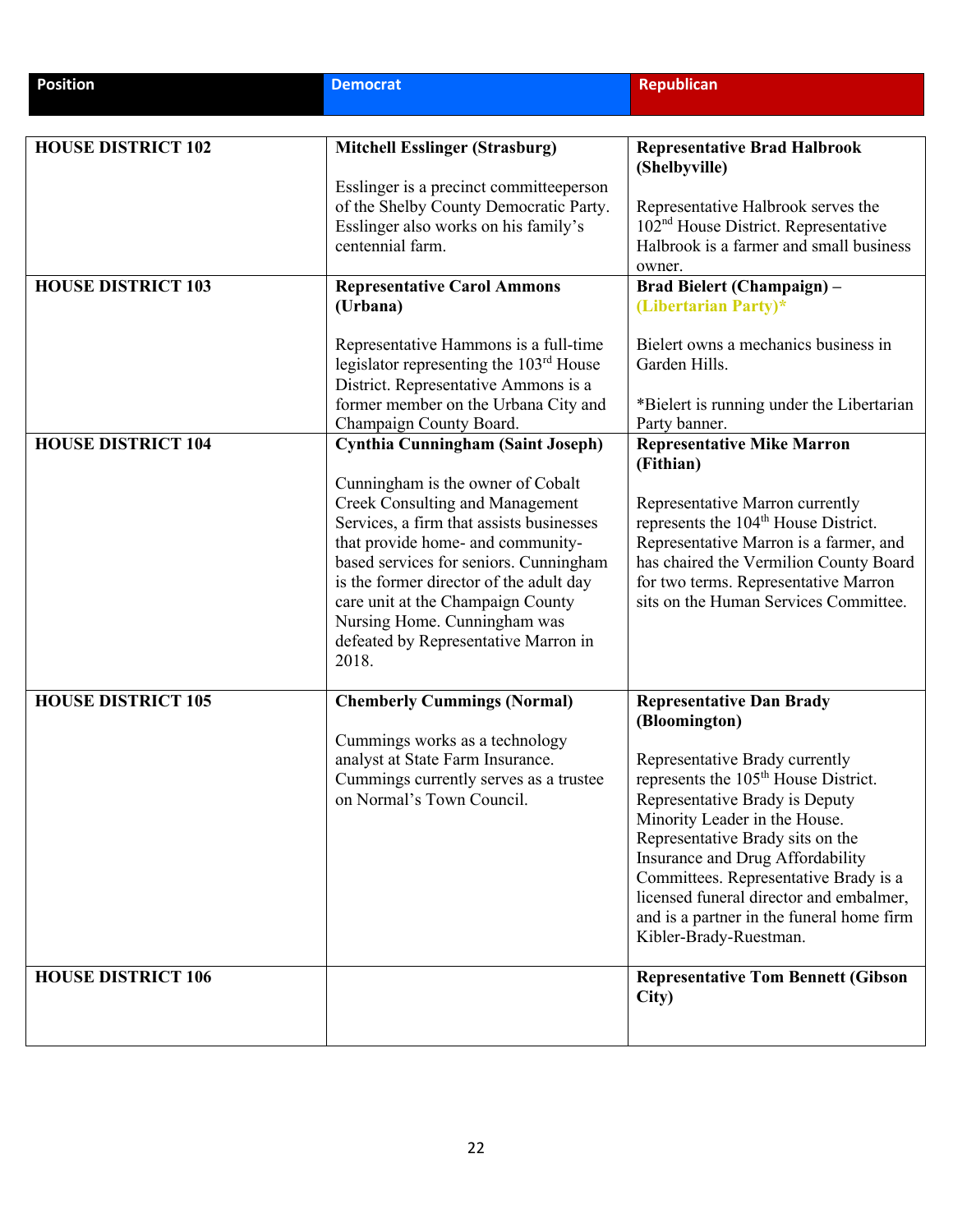| Position | Democrat | Republican |
|---|---|---|
| **HOUSE DISTRICT 102** | **Mitchell Esslinger (Strasburg)**<br><br>Esslinger is a precinct committeeperson of the Shelby County Democratic Party. Esslinger also works on his family's centennial farm. | **Representative Brad Halbrook (Shelbyville)**<br><br>Representative Halbrook serves the 102nd House District. Representative Halbrook is a farmer and small business owner. |
| **HOUSE DISTRICT 103** | **Representative Carol Ammons (Urbana)**<br><br>Representative Hammons is a full-time legislator representing the 103rd House District. Representative Ammons is a former member on the Urbana City and Champaign County Board. | **Brad Bielert (Champaign) – (Libertarian Party)***<br><br>Bielert owns a mechanics business in Garden Hills.<br><br>*Bielert is running under the Libertarian Party banner. |
| **HOUSE DISTRICT 104** | **Cynthia Cunningham (Saint Joseph)**<br><br>Cunningham is the owner of Cobalt Creek Consulting and Management Services, a firm that assists businesses that provide home- and community-based services for seniors. Cunningham is the former director of the adult day care unit at the Champaign County Nursing Home. Cunningham was defeated by Representative Marron in 2018. | **Representative Mike Marron (Fithian)**<br><br>Representative Marron currently represents the 104th House District. Representative Marron is a farmer, and has chaired the Vermilion County Board for two terms. Representative Marron sits on the Human Services Committee. |
| **HOUSE DISTRICT 105** | **Chemberly Cummings (Normal)**<br><br>Cummings works as a technology analyst at State Farm Insurance. Cummings currently serves as a trustee on Normal's Town Council. | **Representative Dan Brady (Bloomington)**<br><br>Representative Brady currently represents the 105th House District. Representative Brady is Deputy Minority Leader in the House. Representative Brady sits on the Insurance and Drug Affordability Committees. Representative Brady is a licensed funeral director and embalmer, and is a partner in the funeral home firm Kibler-Brady-Ruestman. |
| **HOUSE DISTRICT 106** | | **Representative Tom Bennett (Gibson City)** |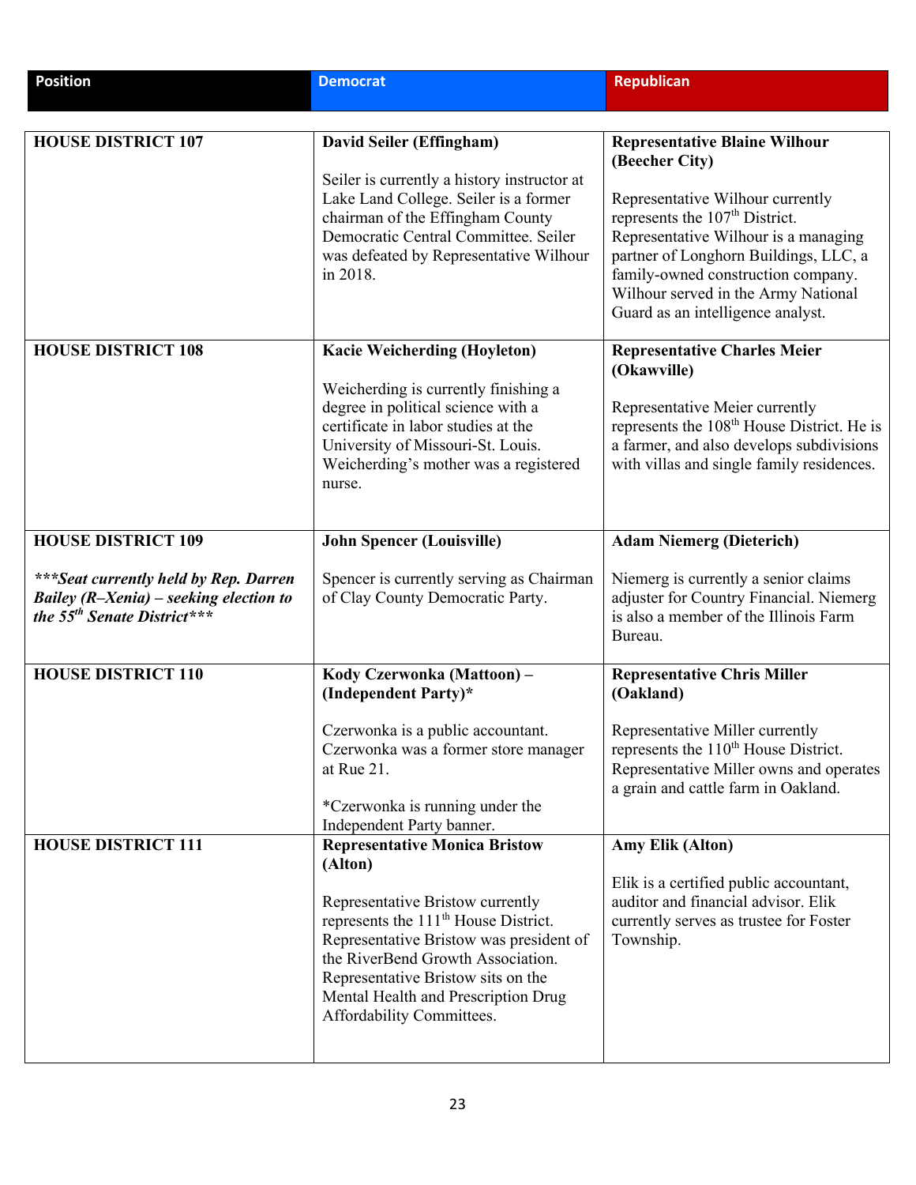| Position | Democrat | Republican |
|---|---|---|
| **HOUSE DISTRICT 107** | **David Seiler (Effingham)**<br><br>Seiler is currently a history instructor at Lake Land College. Seiler is a former chairman of the Effingham County Democratic Central Committee. Seiler was defeated by Representative Wilhour in 2018. | **Representative Blaine Wilhour (Beecher City)**<br><br>Representative Wilhour currently represents the 107th District. Representative Wilhour is a managing partner of Longhorn Buildings, LLC, a family-owned construction company. Wilhour served in the Army National Guard as an intelligence analyst. |
| **HOUSE DISTRICT 108** | **Kacie Weicherding (Hoyleton)**<br><br>Weicherding is currently finishing a degree in political science with a certificate in labor studies at the University of Missouri-St. Louis. Weicherding's mother was a registered nurse. | **Representative Charles Meier (Okawville)**<br><br>Representative Meier currently represents the 108th House District. He is a farmer, and also develops subdivisions with villas and single family residences. |
| **HOUSE DISTRICT 109**<br><br>***\*\*\*Seat currently held by Rep. Darren Bailey (R–Xenia) – seeking election to the 55th Senate District\*\*\**** | **John Spencer (Louisville)**<br><br>Spencer is currently serving as Chairman of Clay County Democratic Party. | **Adam Niemerg (Dieterich)**<br><br>Niemerg is currently a senior claims adjuster for Country Financial. Niemerg is also a member of the Illinois Farm Bureau. |
| **HOUSE DISTRICT 110** | **Kody Czerwonka (Mattoon) – (Independent Party)\***<br><br>Czerwonka is a public accountant. Czerwonka was a former store manager at Rue 21.<br><br>\*Czerwonka is running under the Independent Party banner. | **Representative Chris Miller (Oakland)**<br><br>Representative Miller currently represents the 110th House District. Representative Miller owns and operates a grain and cattle farm in Oakland. |
| **HOUSE DISTRICT 111** | **Representative Monica Bristow (Alton)**<br><br>Representative Bristow currently represents the 111th House District. Representative Bristow was president of the RiverBend Growth Association. Representative Bristow sits on the Mental Health and Prescription Drug Affordability Committees. | **Amy Elik (Alton)**<br><br>Elik is a certified public accountant, auditor and financial advisor. Elik currently serves as trustee for Foster Township. |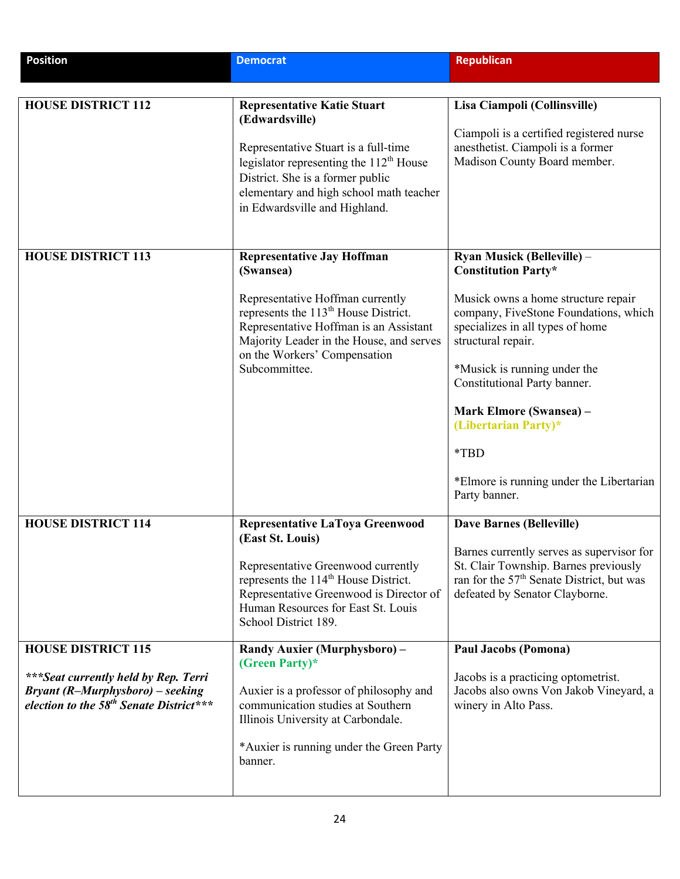| Position | Democrat | Republican |
|---|---|---|
| **HOUSE DISTRICT 112** | **Representative Katie Stuart (Edwardsville)**<br><br>Representative Stuart is a full-time legislator representing the 112th House District. She is a former public elementary and high school math teacher in Edwardsville and Highland. | **Lisa Ciampoli (Collinsville)**<br><br>Ciampoli is a certified registered nurse anesthetist. Ciampoli is a former Madison County Board member. |
| **HOUSE DISTRICT 113** | **Representative Jay Hoffman (Swansea)**<br><br>Representative Hoffman currently represents the 113th House District. Representative Hoffman is an Assistant Majority Leader in the House, and serves on the Workers' Compensation Subcommittee. | **Ryan Musick (Belleville) – Constitution Party***<br><br>Musick owns a home structure repair company, FiveStone Foundations, which specializes in all types of home structural repair.<br><br>*Musick is running under the Constitutional Party banner.<br><br>**Mark Elmore (Swansea) – (Libertarian Party)***<br><br>*TBD<br><br>*Elmore is running under the Libertarian Party banner. |
| **HOUSE DISTRICT 114** | **Representative LaToya Greenwood (East St. Louis)**<br><br>Representative Greenwood currently represents the 114th House District. Representative Greenwood is Director of Human Resources for East St. Louis School District 189. | **Dave Barnes (Belleville)**<br><br>Barnes currently serves as supervisor for St. Clair Township. Barnes previously ran for the 57th Senate District, but was defeated by Senator Clayborne. |
| **HOUSE DISTRICT 115**<br><br>***\*\*\*Seat currently held by Rep. Terri Bryant (R–Murphysboro) – seeking election to the 58th Senate District\*\*\**** | **Randy Auxier (Murphysboro) – (Green Party)***<br><br>Auxier is a professor of philosophy and communication studies at Southern Illinois University at Carbondale.<br><br>*Auxier is running under the Green Party banner. | **Paul Jacobs (Pomona)**<br><br>Jacobs is a practicing optometrist. Jacobs also owns Von Jakob Vineyard, a winery in Alto Pass. |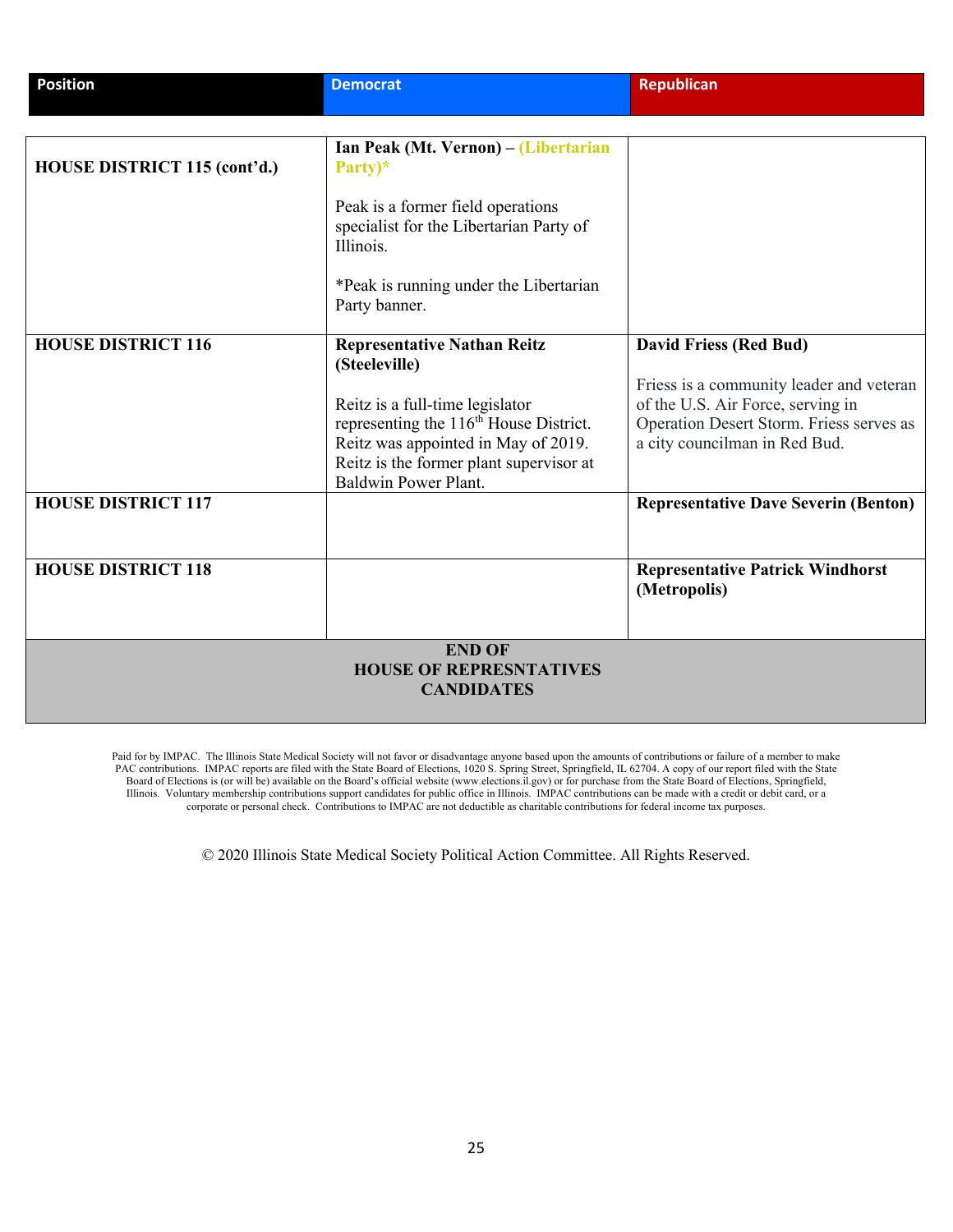| Position | Democrat | Republican |
|---|---|---|
| **HOUSE DISTRICT 115 (cont'd.)** | **Ian Peak (Mt. Vernon) – (Libertarian Party)***<br><br>Peak is a former field operations specialist for the Libertarian Party of Illinois.<br><br>*Peak is running under the Libertarian Party banner. | |
| **HOUSE DISTRICT 116** | **Representative Nathan Reitz (Steeleville)**<br><br>Reitz is a full-time legislator representing the 116th House District. Reitz was appointed in May of 2019. Reitz is the former plant supervisor at Baldwin Power Plant. | **David Friess (Red Bud)**<br><br>Friess is a community leader and veteran of the U.S. Air Force, serving in Operation Desert Storm. Friess serves as a city councilman in Red Bud. |
| **HOUSE DISTRICT 117** | | **Representative Dave Severin (Benton)** |
| **HOUSE DISTRICT 118** | | **Representative Patrick Windhorst (Metropolis)** |
| **END OF HOUSE OF REPRESNTATIVES CANDIDATES** | | |

Paid for by IMPAC. The Illinois State Medical Society will not favor or disadvantage anyone based upon the amounts of contributions or failure of a member to make PAC contributions. IMPAC reports are filed with the State Board of Elections, 1020 S. Spring Street, Springfield, IL 62704. A copy of our report filed with the State Board of Elections is (or will be) available on the Board's official website (www.elections.il.gov) or for purchase from the State Board of Elections, Springfield, Illinois. Voluntary membership contributions support candidates for public office in Illinois. IMPAC contributions can be made with a credit or debit card, or a corporate or personal check. Contributions to IMPAC are not deductible as charitable contributions for federal income tax purposes.

© 2020 Illinois State Medical Society Political Action Committee. All Rights Reserved.